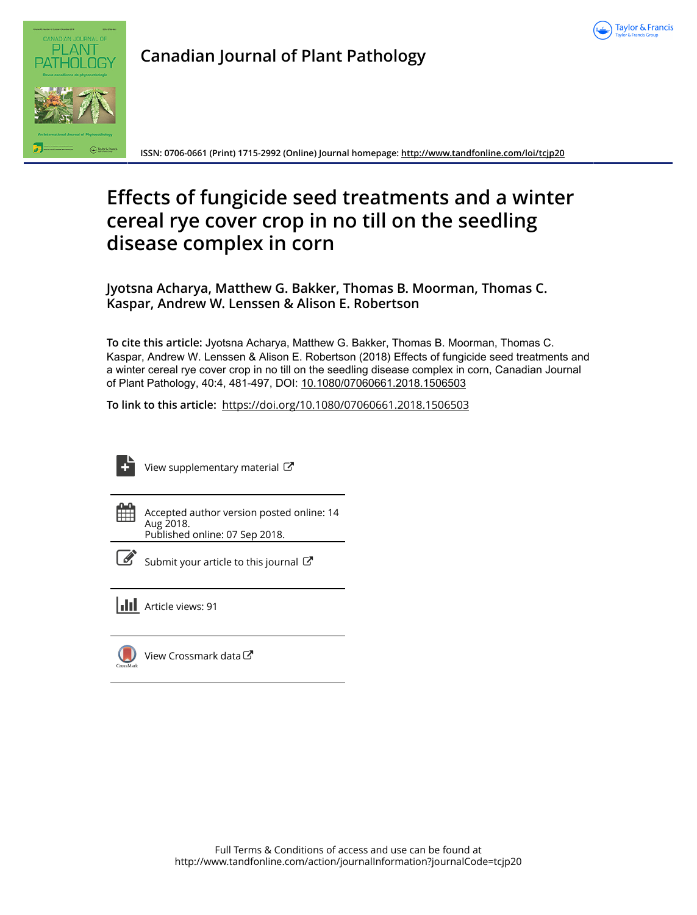Canadian Journal of Plant Pathology

ISSN: 0706-0661 (Print) 1715-2992 (Online) Journal homepage: http://www.tandfonline.com/loi/tcjp20

# Effects of fungicide seed treatments and a winter cereal rye cover crop in no till on the seedling disease complex in corn

**Jyotsna Acharya, Matthew G. Bakker, Thomas B. Moorman, Thomas C. Kaspar, Andrew W. Lenssen & Alison E. Robertson**

**To cite this article:** Jyotsna Acharya, Matthew G. Bakker, Thomas B. Moorman, Thomas C. Kaspar, Andrew W. Lenssen & Alison E. Robertson (2018) Effects of fungicide seed treatments and a winter cereal rye cover crop in no till on the seedling disease complex in corn, Canadian Journal of Plant Pathology, 40:4, 481-497, DOI: 10.1080/07060661.2018.1506503

**To link to this article:** https://doi.org/10.1080/07060661.2018.1506503

View supplementary material

Accepted author version posted online: 14 Aug 2018.
Published online: 07 Sep 2018.

Submit your article to this journal

Article views: 91

View Crossmark data

Full Terms & Conditions of access and use can be found at
http://www.tandfonline.com/action/journalInformation?journalCode=tcjp20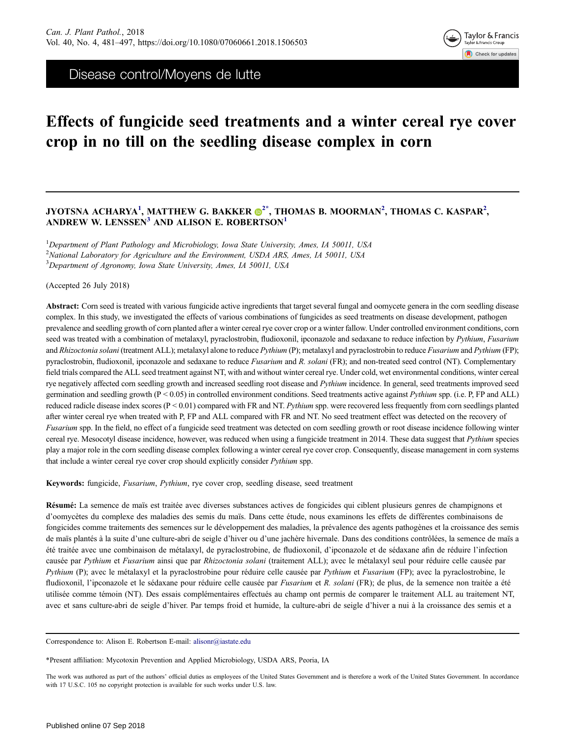Disease control/Moyens de lutte

# Effects of fungicide seed treatments and a winter cereal rye cover crop in no till on the seedling disease complex in corn

**JYOTSNA ACHARYA[1], MATTHEW G. BAKKER[2*], THOMAS B. MOORMAN[2], THOMAS C. KASPAR[2], ANDREW W. LENSSEN[3] AND ALISON E. ROBERTSON[1]**

[1]*Department of Plant Pathology and Microbiology, Iowa State University, Ames, IA 50011, USA*
[2]*National Laboratory for Agriculture and the Environment, USDA ARS, Ames, IA 50011, USA*
[3]*Department of Agronomy, Iowa State University, Ames, IA 50011, USA*

(Accepted 26 July 2018)

**Abstract:** Corn seed is treated with various fungicide active ingredients that target several fungal and oomycete genera in the corn seedling disease complex. In this study, we investigated the effects of various combinations of fungicides as seed treatments on disease development, pathogen prevalence and seedling growth of corn planted after a winter cereal rye cover crop or a winter fallow. Under controlled environment conditions, corn seed was treated with a combination of metalaxyl, pyraclostrobin, fludioxonil, ipconazole and sedaxane to reduce infection by *Pythium*, *Fusarium* and *Rhizoctonia solani* (treatment ALL); metalaxyl alone to reduce *Pythium* (P); metalaxyl and pyraclostrobin to reduce *Fusarium* and *Pythium* (FP); pyraclostrobin, fludioxonil, ipconazole and sedaxane to reduce *Fusarium* and *R. solani* (FR); and non-treated seed control (NT). Complementary field trials compared the ALL seed treatment against NT, with and without winter cereal rye. Under cold, wet environmental conditions, winter cereal rye negatively affected corn seedling growth and increased seedling root disease and *Pythium* incidence. In general, seed treatments improved seed germination and seedling growth ($P < 0.05$) in controlled environment conditions. Seed treatments active against *Pythium* spp. (i.e. P, FP and ALL) reduced radicle disease index scores ($P < 0.01$) compared with FR and NT. *Pythium* spp. were recovered less frequently from corn seedlings planted after winter cereal rye when treated with P, FP and ALL compared with FR and NT. No seed treatment effect was detected on the recovery of *Fusarium* spp. In the field, no effect of a fungicide seed treatment was detected on corn seedling growth or root disease incidence following winter cereal rye. Mesocotyl disease incidence, however, was reduced when using a fungicide treatment in 2014. These data suggest that *Pythium* species play a major role in the corn seedling disease complex following a winter cereal rye cover crop. Consequently, disease management in corn systems that include a winter cereal rye cover crop should explicitly consider *Pythium* spp.

**Keywords:** fungicide, *Fusarium*, *Pythium*, rye cover crop, seedling disease, seed treatment

**Résumé:** La semence de maïs est traitée avec diverses substances actives de fongicides qui ciblent plusieurs genres de champignons et d'oomycètes du complexe des maladies des semis du maïs. Dans cette étude, nous examinons les effets de différentes combinaisons de fongicides comme traitements des semences sur le développement des maladies, la prévalence des agents pathogènes et la croissance des semis de maïs plantés à la suite d'une culture-abri de seigle d'hiver ou d'une jachère hivernale. Dans des conditions contrôlées, la semence de maïs a été traitée avec une combinaison de métalaxyl, de pyraclostrobine, de fludioxonil, d'ipconazole et de sédaxane afin de réduire l'infection causée par *Pythium* et *Fusarium* ainsi que par *Rhizoctonia solani* (traitement ALL); avec le métalaxyl seul pour réduire celle causée par *Pythium* (P); avec le métalaxyl et la pyraclostrobine pour réduire celle causée par *Pythium* et *Fusarium* (FP); avec la pyraclostrobine, le fludioxonil, l'ipconazole et le sédaxane pour réduire celle causée par *Fusarium* et *R. solani* (FR); de plus, de la semence non traitée a été utilisée comme témoin (NT). Des essais complémentaires effectués au champ ont permis de comparer le traitement ALL au traitement NT, avec et sans culture-abri de seigle d'hiver. Par temps froid et humide, la culture-abri de seigle d'hiver a nui à la croissance des semis et a

---

Correspondence to: Alison E. Robertson E-mail: alisonr@iastate.edu

*Present affiliation: Mycotoxin Prevention and Applied Microbiology, USDA ARS, Peoria, IA

The work was authored as part of the authors' official duties as employees of the United States Government and is therefore a work of the United States Government. In accordance with 17 U.S.C. 105 no copyright protection is available for such works under U.S. law.

Published online 07 Sep 2018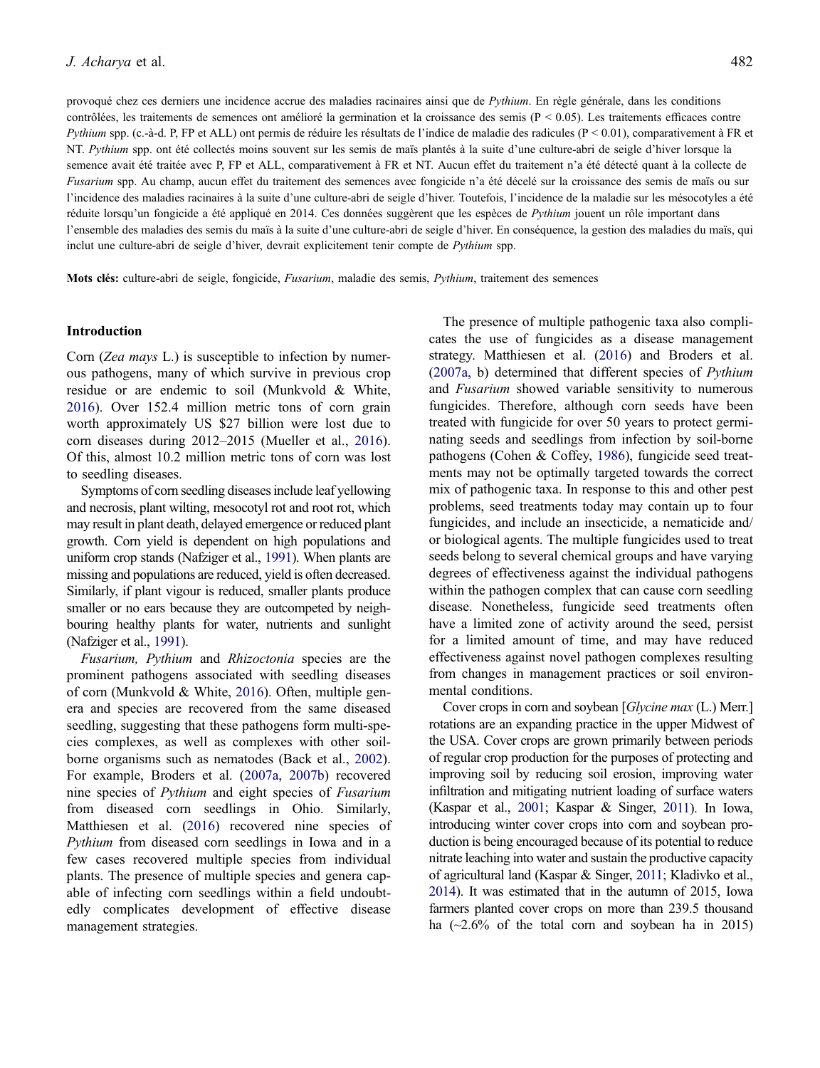provoqué chez ces derniers une incidence accrue des maladies racinaires ainsi que de *Pythium*. En règle générale, dans les conditions contrôlées, les traitements de semences ont amélioré la germination et la croissance des semis ($P < 0.05$). Les traitements efficaces contre *Pythium* spp. (c.-à-d. P, FP et ALL) ont permis de réduire les résultats de l'indice de maladie des radicules ($P < 0.01$), comparativement à FR et NT. *Pythium* spp. ont été collectés moins souvent sur les semis de maïs plantés à la suite d'une culture-abri de seigle d'hiver lorsque la semence avait été traitée avec P, FP et ALL, comparativement à FR et NT. Aucun effet du traitement n'a été détecté quant à la collecte de *Fusarium* spp. Au champ, aucun effet du traitement des semences avec fongicide n'a été décelé sur la croissance des semis de maïs ou sur l'incidence des maladies racinaires à la suite d'une culture-abri de seigle d'hiver. Toutefois, l'incidence de la maladie sur les mésocotyles a été réduite lorsqu'un fongicide a été appliqué en 2014. Ces données suggèrent que les espèces de *Pythium* jouent un rôle important dans l'ensemble des maladies des semis du maïs à la suite d'une culture-abri de seigle d'hiver. En conséquence, la gestion des maladies du maïs, qui inclut une culture-abri de seigle d'hiver, devrait explicitement tenir compte de *Pythium* spp.

**Mots clés:** culture-abri de seigle, fongicide, *Fusarium*, maladie des semis, *Pythium*, traitement des semences

## Introduction

Corn (*Zea mays* L.) is susceptible to infection by numerous pathogens, many of which survive in previous crop residue or are endemic to soil (Munkvold & White, 2016). Over 152.4 million metric tons of corn grain worth approximately US $27 billion were lost due to corn diseases during 2012–2015 (Mueller et al., 2016). Of this, almost 10.2 million metric tons of corn was lost to seedling diseases.

Symptoms of corn seedling diseases include leaf yellowing and necrosis, plant wilting, mesocotyl rot and root rot, which may result in plant death, delayed emergence or reduced plant growth. Corn yield is dependent on high populations and uniform crop stands (Nafziger et al., 1991). When plants are missing and populations are reduced, yield is often decreased. Similarly, if plant vigour is reduced, smaller plants produce smaller or no ears because they are outcompeted by neighbouring healthy plants for water, nutrients and sunlight (Nafziger et al., 1991).

*Fusarium, Pythium* and *Rhizoctonia* species are the prominent pathogens associated with seedling diseases of corn (Munkvold & White, 2016). Often, multiple genera and species are recovered from the same diseased seedling, suggesting that these pathogens form multi-species complexes, as well as complexes with other soil-borne organisms such as nematodes (Back et al., 2002). For example, Broders et al. (2007a, 2007b) recovered nine species of *Pythium* and eight species of *Fusarium* from diseased corn seedlings in Ohio. Similarly, Matthiesen et al. (2016) recovered nine species of *Pythium* from diseased corn seedlings in Iowa and in a few cases recovered multiple species from individual plants. The presence of multiple species and genera capable of infecting corn seedlings within a field undoubtedly complicates development of effective disease management strategies.

The presence of multiple pathogenic taxa also complicates the use of fungicides as a disease management strategy. Matthiesen et al. (2016) and Broders et al. (2007a, b) determined that different species of *Pythium* and *Fusarium* showed variable sensitivity to numerous fungicides. Therefore, although corn seeds have been treated with fungicide for over 50 years to protect germinating seeds and seedlings from infection by soil-borne pathogens (Cohen & Coffey, 1986), fungicide seed treatments may not be optimally targeted towards the correct mix of pathogenic taxa. In response to this and other pest problems, seed treatments today may contain up to four fungicides, and include an insecticide, a nematicide and/or biological agents. The multiple fungicides used to treat seeds belong to several chemical groups and have varying degrees of effectiveness against the individual pathogens within the pathogen complex that can cause corn seedling disease. Nonetheless, fungicide seed treatments often have a limited zone of activity around the seed, persist for a limited amount of time, and may have reduced effectiveness against novel pathogen complexes resulting from changes in management practices or soil environmental conditions.

Cover crops in corn and soybean [*Glycine max* (L.) Merr.] rotations are an expanding practice in the upper Midwest of the USA. Cover crops are grown primarily between periods of regular crop production for the purposes of protecting and improving soil by reducing soil erosion, improving water infiltration and mitigating nutrient loading of surface waters (Kaspar et al., 2001; Kaspar & Singer, 2011). In Iowa, introducing winter cover crops into corn and soybean production is being encouraged because of its potential to reduce nitrate leaching into water and sustain the productive capacity of agricultural land (Kaspar & Singer, 2011; Kladivko et al., 2014). It was estimated that in the autumn of 2015, Iowa farmers planted cover crops on more than 239.5 thousand ha (~2.6% of the total corn and soybean ha in 2015)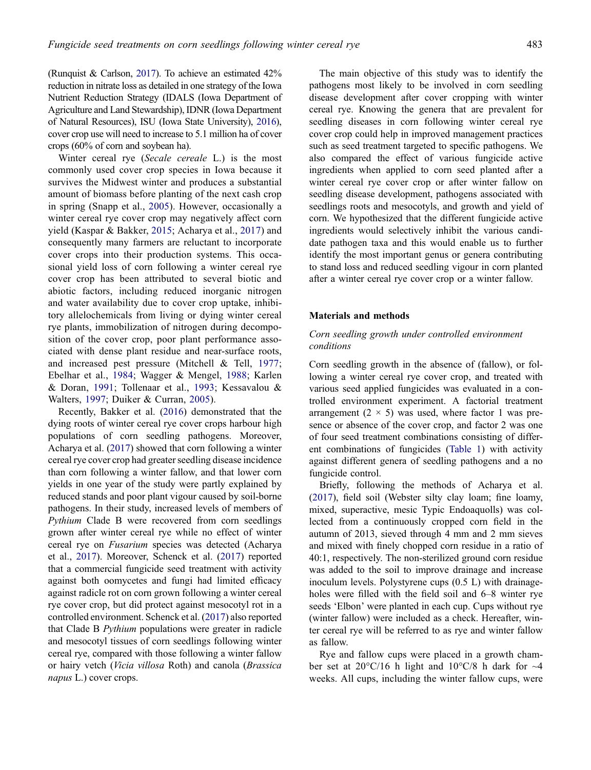(Runquist & Carlson, 2017). To achieve an estimated 42% reduction in nitrate loss as detailed in one strategy of the Iowa Nutrient Reduction Strategy (IDALS (Iowa Department of Agriculture and Land Stewardship), IDNR (Iowa Department of Natural Resources), ISU (Iowa State University), 2016), cover crop use will need to increase to 5.1 million ha of cover crops (60% of corn and soybean ha).

Winter cereal rye (*Secale cereale* L.) is the most commonly used cover crop species in Iowa because it survives the Midwest winter and produces a substantial amount of biomass before planting of the next cash crop in spring (Snapp et al., 2005). However, occasionally a winter cereal rye cover crop may negatively affect corn yield (Kaspar & Bakker, 2015; Acharya et al., 2017) and consequently many farmers are reluctant to incorporate cover crops into their production systems. This occasional yield loss of corn following a winter cereal rye cover crop has been attributed to several biotic and abiotic factors, including reduced inorganic nitrogen and water availability due to cover crop uptake, inhibitory allelochemicals from living or dying winter cereal rye plants, immobilization of nitrogen during decomposition of the cover crop, poor plant performance associated with dense plant residue and near-surface roots, and increased pest pressure (Mitchell & Tell, 1977; Ebelhar et al., 1984; Wagger & Mengel, 1988; Karlen & Doran, 1991; Tollenaar et al., 1993; Kessavalou & Walters, 1997; Duiker & Curran, 2005).

Recently, Bakker et al. (2016) demonstrated that the dying roots of winter cereal rye cover crops harbour high populations of corn seedling pathogens. Moreover, Acharya et al. (2017) showed that corn following a winter cereal rye cover crop had greater seedling disease incidence than corn following a winter fallow, and that lower corn yields in one year of the study were partly explained by reduced stands and poor plant vigour caused by soil-borne pathogens. In their study, increased levels of members of *Pythium* Clade B were recovered from corn seedlings grown after winter cereal rye while no effect of winter cereal rye on *Fusarium* species was detected (Acharya et al., 2017). Moreover, Schenck et al. (2017) reported that a commercial fungicide seed treatment with activity against both oomycetes and fungi had limited efficacy against radicle rot on corn grown following a winter cereal rye cover crop, but did protect against mesocotyl rot in a controlled environment. Schenck et al. (2017) also reported that Clade B *Pythium* populations were greater in radicle and mesocotyl tissues of corn seedlings following winter cereal rye, compared with those following a winter fallow or hairy vetch (*Vicia villosa* Roth) and canola (*Brassica napus* L.) cover crops.

The main objective of this study was to identify the pathogens most likely to be involved in corn seedling disease development after cover cropping with winter cereal rye. Knowing the genera that are prevalent for seedling diseases in corn following winter cereal rye cover crop could help in improved management practices such as seed treatment targeted to specific pathogens. We also compared the effect of various fungicide active ingredients when applied to corn seed planted after a winter cereal rye cover crop or after winter fallow on seedling disease development, pathogens associated with seedlings roots and mesocotyls, and growth and yield of corn. We hypothesized that the different fungicide active ingredients would selectively inhibit the various candidate pathogen taxa and this would enable us to further identify the most important genus or genera contributing to stand loss and reduced seedling vigour in corn planted after a winter cereal rye cover crop or a winter fallow.

## Materials and methods

### Corn seedling growth under controlled environment conditions

Corn seedling growth in the absence of (fallow), or following a winter cereal rye cover crop, and treated with various seed applied fungicides was evaluated in a controlled environment experiment. A factorial treatment arrangement (2 × 5) was used, where factor 1 was presence or absence of the cover crop, and factor 2 was one of four seed treatment combinations consisting of different combinations of fungicides (Table 1) with activity against different genera of seedling pathogens and a no fungicide control.

Briefly, following the methods of Acharya et al. (2017), field soil (Webster silty clay loam; fine loamy, mixed, superactive, mesic Typic Endoaquolls) was collected from a continuously cropped corn field in the autumn of 2013, sieved through 4 mm and 2 mm sieves and mixed with finely chopped corn residue in a ratio of 40:1, respectively. The non-sterilized ground corn residue was added to the soil to improve drainage and increase inoculum levels. Polystyrene cups (0.5 L) with drainage-holes were filled with the field soil and 6–8 winter rye seeds 'Elbon' were planted in each cup. Cups without rye (winter fallow) were included as a check. Hereafter, winter cereal rye will be referred to as rye and winter fallow as fallow.

Rye and fallow cups were placed in a growth chamber set at 20°C/16 h light and 10°C/8 h dark for ~4 weeks. All cups, including the winter fallow cups, were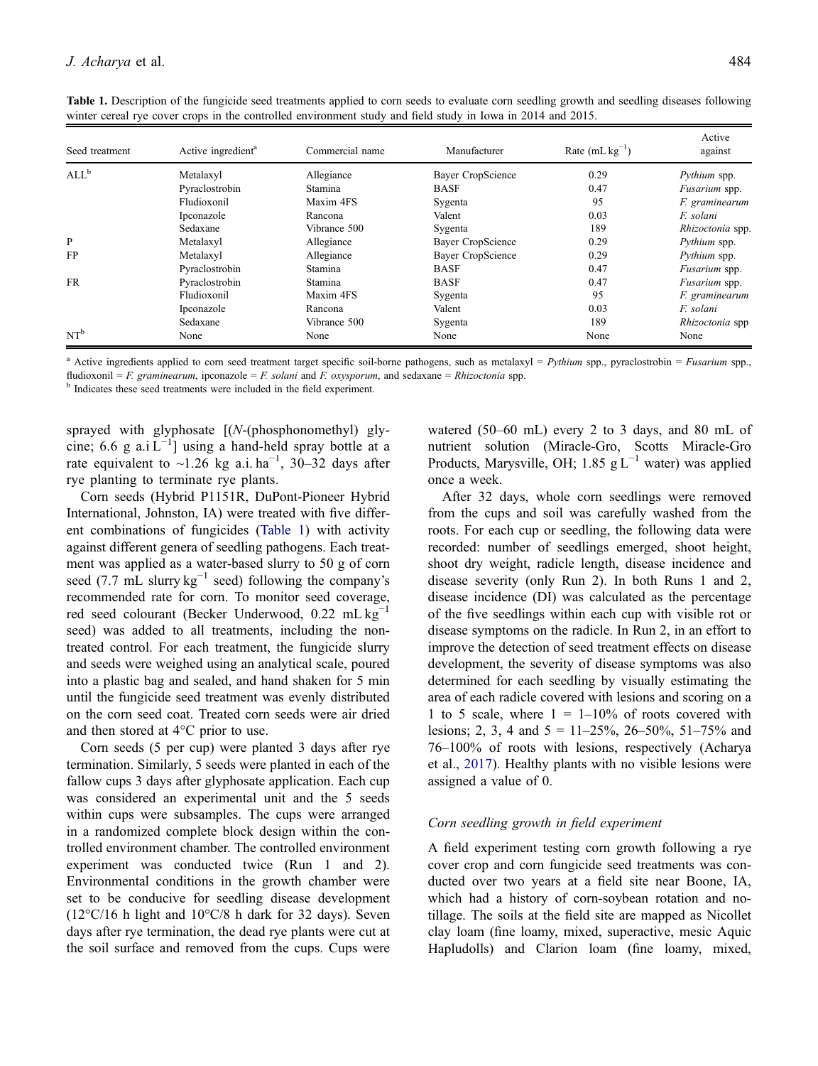**Table 1.** Description of the fungicide seed treatments applied to corn seeds to evaluate corn seedling growth and seedling diseases following winter cereal rye cover crops in the controlled environment study and field study in Iowa in 2014 and 2015.

| Seed treatment | Active ingredient[a] | Commercial name | Manufacturer | Rate (mL $kg^{-1}$) | Active against |
|---|---|---|---|---|---|
| ALL[b] | Metalaxyl | Allegiance | Bayer CropScience | 0.29 | *Pythium* spp. |
| | Pyraclostrobin | Stamina | BASF | 0.47 | *Fusarium* spp. |
| | Fludioxonil | Maxim 4FS | Sygenta | 95 | *F. graminearum* |
| | Ipconazole | Rancona | Valent | 0.03 | *F. solani* |
| | Sedaxane | Vibrance 500 | Sygenta | 189 | *Rhizoctonia* spp. |
| P | Metalaxyl | Allegiance | Bayer CropScience | 0.29 | *Pythium* spp. |
| FP | Metalaxyl | Allegiance | Bayer CropScience | 0.29 | *Pythium* spp. |
| | Pyraclostrobin | Stamina | BASF | 0.47 | *Fusarium* spp. |
| FR | Pyraclostrobin | Stamina | BASF | 0.47 | *Fusarium* spp. |
| | Fludioxonil | Maxim 4FS | Sygenta | 95 | *F. graminearum* |
| | Ipconazole | Rancona | Valent | 0.03 | *F. solani* |
| | Sedaxane | Vibrance 500 | Sygenta | 189 | *Rhizoctonia* spp |
| NT[b] | None | None | None | None | None |

[a] Active ingredients applied to corn seed treatment target specific soil-borne pathogens, such as metalaxyl = *Pythium* spp., pyraclostrobin = *Fusarium* spp., fludioxonil = *F. graminearum*, ipconazole = *F. solani* and *F. oxysporum*, and sedaxane = *Rhizoctonia* spp.

[b] Indicates these seed treatments were included in the field experiment.

sprayed with glyphosate [(*N*-(phosphonomethyl) glycine; 6.6 g a.i $L^{-1}$] using a hand-held spray bottle at a rate equivalent to ~1.26 kg a.i. $ha^{-1}$, 30–32 days after rye planting to terminate rye plants.

Corn seeds (Hybrid P1151R, DuPont-Pioneer Hybrid International, Johnston, IA) were treated with five different combinations of fungicides (Table 1) with activity against different genera of seedling pathogens. Each treatment was applied as a water-based slurry to 50 g of corn seed (7.7 mL slurry $kg^{-1}$ seed) following the company's recommended rate for corn. To monitor seed coverage, red seed colourant (Becker Underwood, 0.22 mL $kg^{-1}$ seed) was added to all treatments, including the non-treated control. For each treatment, the fungicide slurry and seeds were weighed using an analytical scale, poured into a plastic bag and sealed, and hand shaken for 5 min until the fungicide seed treatment was evenly distributed on the corn seed coat. Treated corn seeds were air dried and then stored at 4°C prior to use.

Corn seeds (5 per cup) were planted 3 days after rye termination. Similarly, 5 seeds were planted in each of the fallow cups 3 days after glyphosate application. Each cup was considered an experimental unit and the 5 seeds within cups were subsamples. The cups were arranged in a randomized complete block design within the controlled environment chamber. The controlled environment experiment was conducted twice (Run 1 and 2). Environmental conditions in the growth chamber were set to be conducive for seedling disease development (12°C/16 h light and 10°C/8 h dark for 32 days). Seven days after rye termination, the dead rye plants were cut at the soil surface and removed from the cups. Cups were watered (50–60 mL) every 2 to 3 days, and 80 mL of nutrient solution (Miracle-Gro, Scotts Miracle-Gro Products, Marysville, OH; 1.85 g $L^{-1}$ water) was applied once a week.

After 32 days, whole corn seedlings were removed from the cups and soil was carefully washed from the roots. For each cup or seedling, the following data were recorded: number of seedlings emerged, shoot height, shoot dry weight, radicle length, disease incidence and disease severity (only Run 2). In both Runs 1 and 2, disease incidence (DI) was calculated as the percentage of the five seedlings within each cup with visible rot or disease symptoms on the radicle. In Run 2, in an effort to improve the detection of seed treatment effects on disease development, the severity of disease symptoms was also determined for each seedling by visually estimating the area of each radicle covered with lesions and scoring on a 1 to 5 scale, where 1 = 1–10% of roots covered with lesions; 2, 3, 4 and 5 = 11–25%, 26–50%, 51–75% and 76–100% of roots with lesions, respectively (Acharya et al., 2017). Healthy plants with no visible lesions were assigned a value of 0.

### *Corn seedling growth in field experiment*

A field experiment testing corn growth following a rye cover crop and corn fungicide seed treatments was conducted over two years at a field site near Boone, IA, which had a history of corn-soybean rotation and no-tillage. The soils at the field site are mapped as Nicollet clay loam (fine loamy, mixed, superactive, mesic Aquic Hapludolls) and Clarion loam (fine loamy, mixed,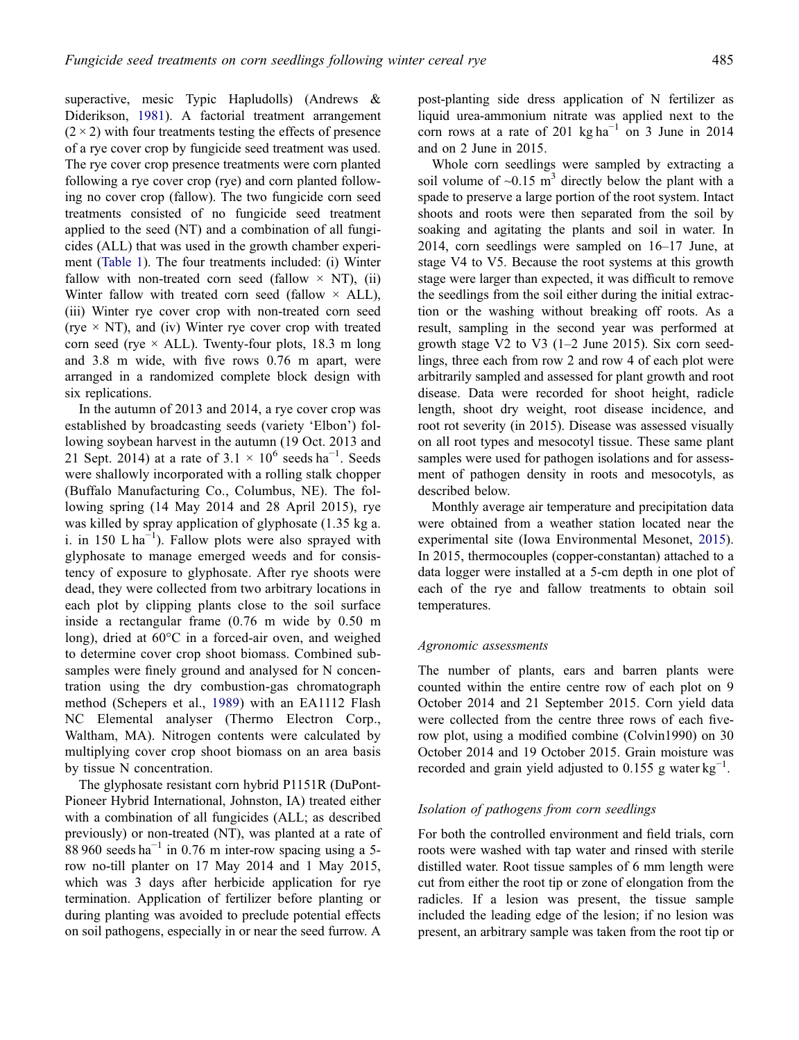superactive, mesic Typic Hapludolls) (Andrews & Diderikson, 1981). A factorial treatment arrangement ($2 \times 2$) with four treatments testing the effects of presence of a rye cover crop by fungicide seed treatment was used. The rye cover crop presence treatments were corn planted following a rye cover crop (rye) and corn planted following no cover crop (fallow). The two fungicide corn seed treatments consisted of no fungicide seed treatment applied to the seed (NT) and a combination of all fungicides (ALL) that was used in the growth chamber experiment (Table 1). The four treatments included: (i) Winter fallow with non-treated corn seed (fallow × NT), (ii) Winter fallow with treated corn seed (fallow × ALL), (iii) Winter rye cover crop with non-treated corn seed (rye × NT), and (iv) Winter rye cover crop with treated corn seed (rye × ALL). Twenty-four plots, 18.3 m long and 3.8 m wide, with five rows 0.76 m apart, were arranged in a randomized complete block design with six replications.

In the autumn of 2013 and 2014, a rye cover crop was established by broadcasting seeds (variety 'Elbon') following soybean harvest in the autumn (19 Oct. 2013 and 21 Sept. 2014) at a rate of $3.1 \times 10^6$ seeds ha$^{-1}$. Seeds were shallowly incorporated with a rolling stalk chopper (Buffalo Manufacturing Co., Columbus, NE). The following spring (14 May 2014 and 28 April 2015), rye was killed by spray application of glyphosate (1.35 kg a.i. in 150 L ha$^{-1}$). Fallow plots were also sprayed with glyphosate to manage emerged weeds and for consistency of exposure to glyphosate. After rye shoots were dead, they were collected from two arbitrary locations in each plot by clipping plants close to the soil surface inside a rectangular frame (0.76 m wide by 0.50 m long), dried at 60°C in a forced-air oven, and weighed to determine cover crop shoot biomass. Combined subsamples were finely ground and analysed for N concentration using the dry combustion-gas chromatograph method (Schepers et al., 1989) with an EA1112 Flash NC Elemental analyser (Thermo Electron Corp., Waltham, MA). Nitrogen contents were calculated by multiplying cover crop shoot biomass on an area basis by tissue N concentration.

The glyphosate resistant corn hybrid P1151R (DuPont-Pioneer Hybrid International, Johnston, IA) treated either with a combination of all fungicides (ALL; as described previously) or non-treated (NT), was planted at a rate of 88 960 seeds ha$^{-1}$ in 0.76 m inter-row spacing using a 5-row no-till planter on 17 May 2014 and 1 May 2015, which was 3 days after herbicide application for rye termination. Application of fertilizer before planting or during planting was avoided to preclude potential effects on soil pathogens, especially in or near the seed furrow. A post-planting side dress application of N fertilizer as liquid urea-ammonium nitrate was applied next to the corn rows at a rate of 201 kg ha$^{-1}$ on 3 June in 2014 and on 2 June in 2015.

Whole corn seedlings were sampled by extracting a soil volume of ~0.15 m$^3$ directly below the plant with a spade to preserve a large portion of the root system. Intact shoots and roots were then separated from the soil by soaking and agitating the plants and soil in water. In 2014, corn seedlings were sampled on 16–17 June, at stage V4 to V5. Because the root systems at this growth stage were larger than expected, it was difficult to remove the seedlings from the soil either during the initial extraction or the washing without breaking off roots. As a result, sampling in the second year was performed at growth stage V2 to V3 (1–2 June 2015). Six corn seedlings, three each from row 2 and row 4 of each plot were arbitrarily sampled and assessed for plant growth and root disease. Data were recorded for shoot height, radicle length, shoot dry weight, root disease incidence, and root rot severity (in 2015). Disease was assessed visually on all root types and mesocotyl tissue. These same plant samples were used for pathogen isolations and for assessment of pathogen density in roots and mesocotyls, as described below.

Monthly average air temperature and precipitation data were obtained from a weather station located near the experimental site (Iowa Environmental Mesonet, 2015). In 2015, thermocouples (copper-constantan) attached to a data logger were installed at a 5-cm depth in one plot of each of the rye and fallow treatments to obtain soil temperatures.

### *Agronomic assessments*

The number of plants, ears and barren plants were counted within the entire centre row of each plot on 9 October 2014 and 21 September 2015. Corn yield data were collected from the centre three rows of each five-row plot, using a modified combine (Colvin1990) on 30 October 2014 and 19 October 2015. Grain moisture was recorded and grain yield adjusted to 0.155 g water kg$^{-1}$.

### *Isolation of pathogens from corn seedlings*

For both the controlled environment and field trials, corn roots were washed with tap water and rinsed with sterile distilled water. Root tissue samples of 6 mm length were cut from either the root tip or zone of elongation from the radicles. If a lesion was present, the tissue sample included the leading edge of the lesion; if no lesion was present, an arbitrary sample was taken from the root tip or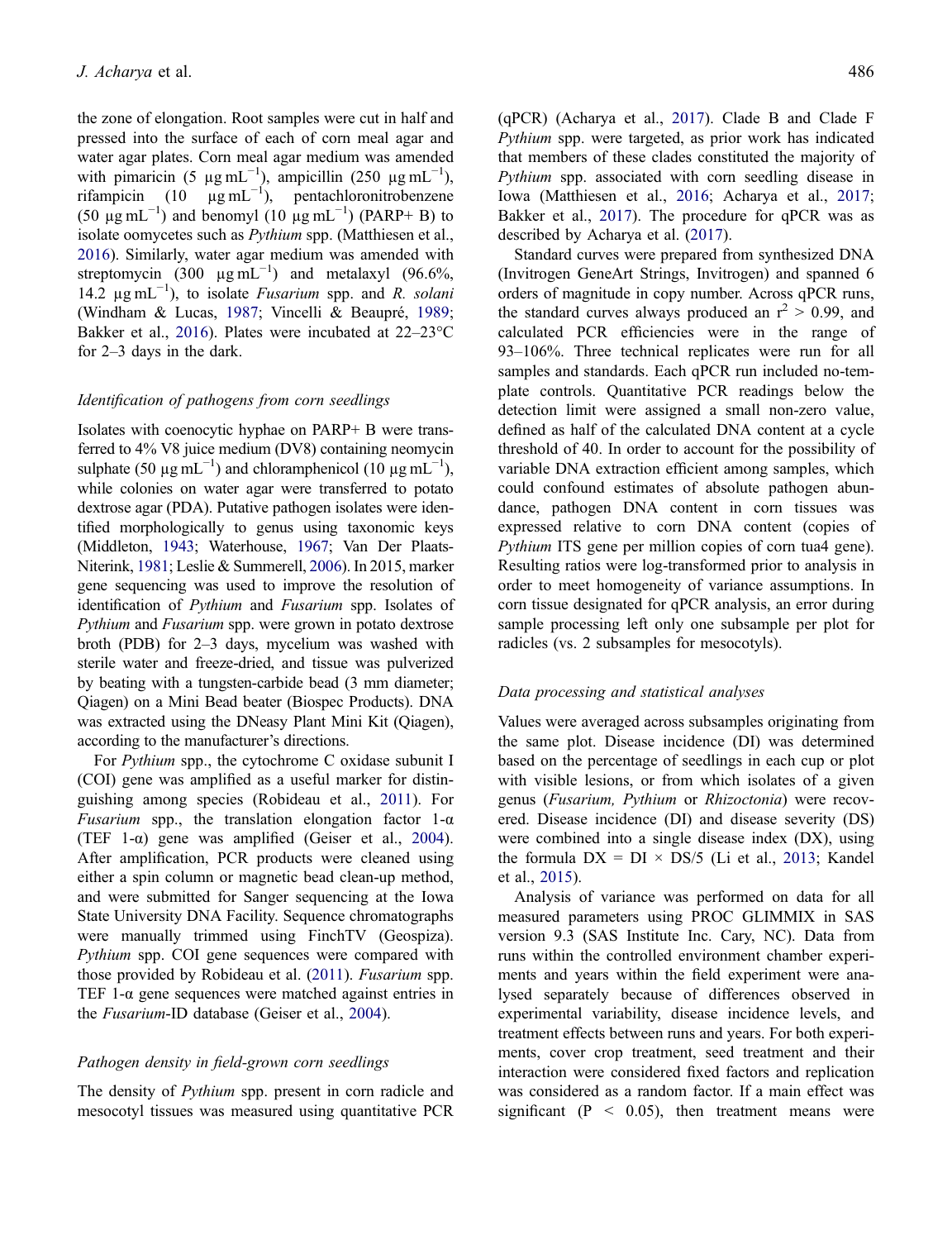the zone of elongation. Root samples were cut in half and pressed into the surface of each of corn meal agar and water agar plates. Corn meal agar medium was amended with pimaricin (5 $\mu g\,mL^{-1}$), ampicillin (250 $\mu g\,mL^{-1}$), rifampicin (10 $\mu g\,mL^{-1}$), pentachloronitrobenzene (50 $\mu g\,mL^{-1}$) and benomyl (10 $\mu g\,mL^{-1}$) (PARP+ B) to isolate oomycetes such as *Pythium* spp. (Matthiesen et al., 2016). Similarly, water agar medium was amended with streptomycin (300 $\mu g\,mL^{-1}$) and metalaxyl (96.6%, 14.2 $\mu g\,mL^{-1}$), to isolate *Fusarium* spp. and *R. solani* (Windham & Lucas, 1987; Vincelli & Beaupré, 1989; Bakker et al., 2016). Plates were incubated at 22–23°C for 2–3 days in the dark.

### *Identification of pathogens from corn seedlings*

Isolates with coenocytic hyphae on PARP+ B were transferred to 4% V8 juice medium (DV8) containing neomycin sulphate (50 $\mu g\,mL^{-1}$) and chloramphenicol (10 $\mu g\,mL^{-1}$), while colonies on water agar were transferred to potato dextrose agar (PDA). Putative pathogen isolates were identified morphologically to genus using taxonomic keys (Middleton, 1943; Waterhouse, 1967; Van Der Plaats-Niterink, 1981; Leslie & Summerell, 2006). In 2015, marker gene sequencing was used to improve the resolution of identification of *Pythium* and *Fusarium* spp. Isolates of *Pythium* and *Fusarium* spp. were grown in potato dextrose broth (PDB) for 2–3 days, mycelium was washed with sterile water and freeze-dried, and tissue was pulverized by beating with a tungsten-carbide bead (3 mm diameter; Qiagen) on a Mini Bead beater (Biospec Products). DNA was extracted using the DNeasy Plant Mini Kit (Qiagen), according to the manufacturer's directions.

For *Pythium* spp., the cytochrome C oxidase subunit I (COI) gene was amplified as a useful marker for distinguishing among species (Robideau et al., 2011). For *Fusarium* spp., the translation elongation factor 1-α (TEF 1-α) gene was amplified (Geiser et al., 2004). After amplification, PCR products were cleaned using either a spin column or magnetic bead clean-up method, and were submitted for Sanger sequencing at the Iowa State University DNA Facility. Sequence chromatographs were manually trimmed using FinchTV (Geospiza). *Pythium* spp. COI gene sequences were compared with those provided by Robideau et al. (2011). *Fusarium* spp. TEF 1-α gene sequences were matched against entries in the *Fusarium*-ID database (Geiser et al., 2004).

### *Pathogen density in field-grown corn seedlings*

The density of *Pythium* spp. present in corn radicle and mesocotyl tissues was measured using quantitative PCR (qPCR) (Acharya et al., 2017). Clade B and Clade F *Pythium* spp. were targeted, as prior work has indicated that members of these clades constituted the majority of *Pythium* spp. associated with corn seedling disease in Iowa (Matthiesen et al., 2016; Acharya et al., 2017; Bakker et al., 2017). The procedure for qPCR was as described by Acharya et al. (2017).

Standard curves were prepared from synthesized DNA (Invitrogen GeneArt Strings, Invitrogen) and spanned 6 orders of magnitude in copy number. Across qPCR runs, the standard curves always produced an $r^2 > 0.99$, and calculated PCR efficiencies were in the range of 93–106%. Three technical replicates were run for all samples and standards. Each qPCR run included no-template controls. Quantitative PCR readings below the detection limit were assigned a small non-zero value, defined as half of the calculated DNA content at a cycle threshold of 40. In order to account for the possibility of variable DNA extraction efficient among samples, which could confound estimates of absolute pathogen abundance, pathogen DNA content in corn tissues was expressed relative to corn DNA content (copies of *Pythium* ITS gene per million copies of corn tua4 gene). Resulting ratios were log-transformed prior to analysis in order to meet homogeneity of variance assumptions. In corn tissue designated for qPCR analysis, an error during sample processing left only one subsample per plot for radicles (vs. 2 subsamples for mesocotyls).

### *Data processing and statistical analyses*

Values were averaged across subsamples originating from the same plot. Disease incidence (DI) was determined based on the percentage of seedlings in each cup or plot with visible lesions, or from which isolates of a given genus (*Fusarium, Pythium* or *Rhizoctonia*) were recovered. Disease incidence (DI) and disease severity (DS) were combined into a single disease index (DX), using the formula $DX = DI \times DS/5$ (Li et al., 2013; Kandel et al., 2015).

Analysis of variance was performed on data for all measured parameters using PROC GLIMMIX in SAS version 9.3 (SAS Institute Inc. Cary, NC). Data from runs within the controlled environment chamber experiments and years within the field experiment were analysed separately because of differences observed in experimental variability, disease incidence levels, and treatment effects between runs and years. For both experiments, cover crop treatment, seed treatment and their interaction were considered fixed factors and replication was considered as a random factor. If a main effect was significant ($P < 0.05$), then treatment means were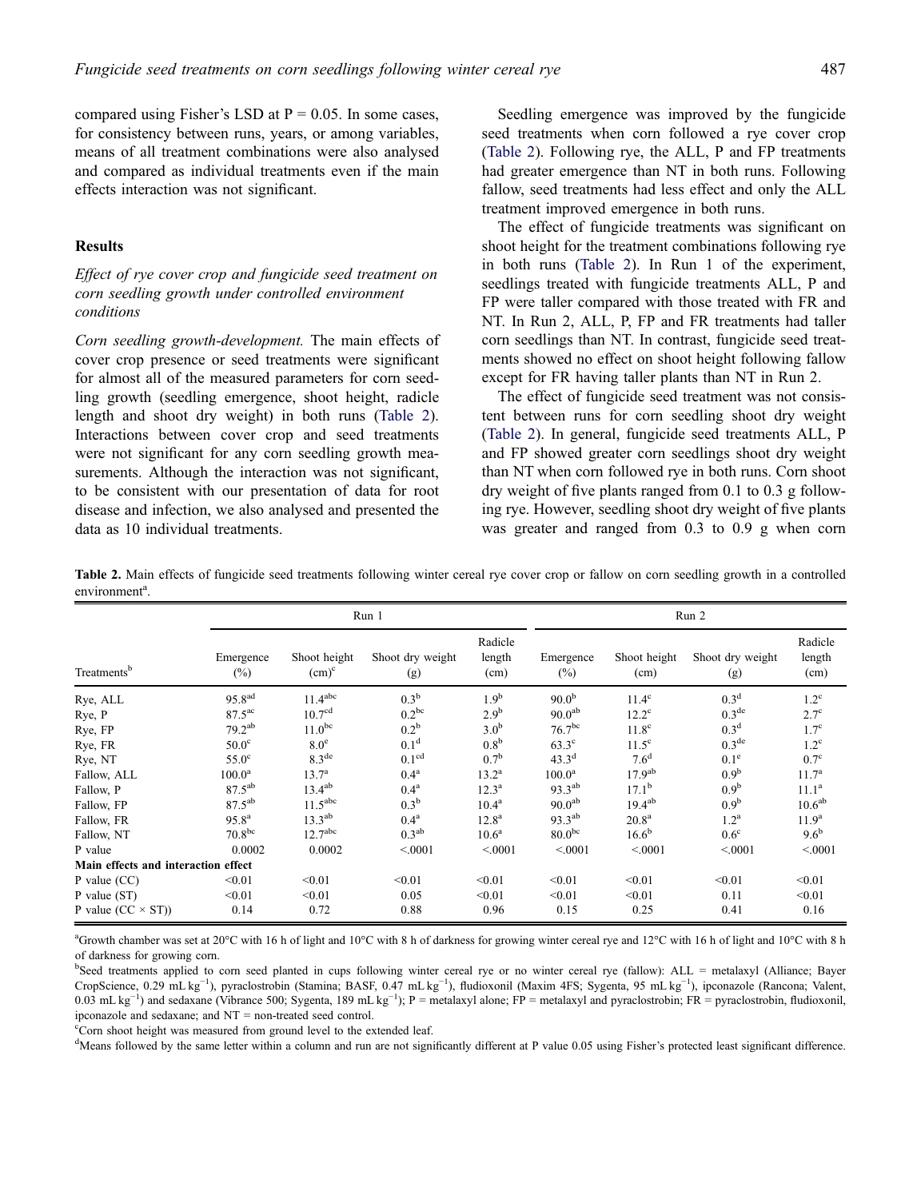compared using Fisher's LSD at P = 0.05. In some cases, for consistency between runs, years, or among variables, means of all treatment combinations were also analysed and compared as individual treatments even if the main effects interaction was not significant.

## Results

### *Effect of rye cover crop and fungicide seed treatment on corn seedling growth under controlled environment conditions*

*Corn seedling growth-development.* The main effects of cover crop presence or seed treatments were significant for almost all of the measured parameters for corn seedling growth (seedling emergence, shoot height, radicle length and shoot dry weight) in both runs (Table 2). Interactions between cover crop and seed treatments were not significant for any corn seedling growth measurements. Although the interaction was not significant, to be consistent with our presentation of data for root disease and infection, we also analysed and presented the data as 10 individual treatments.

Seedling emergence was improved by the fungicide seed treatments when corn followed a rye cover crop (Table 2). Following rye, the ALL, P and FP treatments had greater emergence than NT in both runs. Following fallow, seed treatments had less effect and only the ALL treatment improved emergence in both runs.

The effect of fungicide treatments was significant on shoot height for the treatment combinations following rye in both runs (Table 2). In Run 1 of the experiment, seedlings treated with fungicide treatments ALL, P and FP were taller compared with those treated with FR and NT. In Run 2, ALL, P, FP and FR treatments had taller corn seedlings than NT. In contrast, fungicide seed treatments showed no effect on shoot height following fallow except for FR having taller plants than NT in Run 2.

The effect of fungicide seed treatment was not consistent between runs for corn seedling shoot dry weight (Table 2). In general, fungicide seed treatments ALL, P and FP showed greater corn seedlings shoot dry weight than NT when corn followed rye in both runs. Corn shoot dry weight of five plants ranged from 0.1 to 0.3 g following rye. However, seedling shoot dry weight of five plants was greater and ranged from 0.3 to 0.9 g when corn

**Table 2.** Main effects of fungicide seed treatments following winter cereal rye cover crop or fallow on corn seedling growth in a controlled environment[a].

| | Run 1 | | | | Run 2 | | | |
|---|---|---|---|---|---|---|---|---|
| Treatments[b] | Emergence (%) | Shoot height (cm)[c] | Shoot dry weight (g) | Radicle length (cm) | Emergence (%) | Shoot height (cm) | Shoot dry weight (g) | Radicle length (cm) |
| Rye, ALL | 95.8[ad] | 11.4[abc] | 0.3[b] | 1.9[b] | 90.0[b] | 11.4[c] | 0.3[d] | 1.2[c] |
| Rye, P | 87.5[ac] | 10.7[cd] | 0.2[bc] | 2.9[b] | 90.0[ab] | 12.2[c] | 0.3[de] | 2.7[c] |
| Rye, FP | 79.2[ab] | 11.0[bc] | 0.2[b] | 3.0[b] | 76.7[bc] | 11.8[c] | 0.3[d] | 1.7[c] |
| Rye, FR | 50.0[c] | 8.0[e] | 0.1[d] | 0.8[b] | 63.3[c] | 11.5[c] | 0.3[de] | 1.2[c] |
| Rye, NT | 55.0[c] | 8.3[de] | 0.1[cd] | 0.7[b] | 43.3[d] | 7.6[d] | 0.1[e] | 0.7[c] |
| Fallow, ALL | 100.0[a] | 13.7[a] | 0.4[a] | 13.2[a] | 100.0[a] | 17.9[ab] | 0.9[b] | 11.7[a] |
| Fallow, P | 87.5[ab] | 13.4[ab] | 0.4[a] | 12.3[a] | 93.3[ab] | 17.1[b] | 0.9[b] | 11.1[a] |
| Fallow, FP | 87.5[ab] | 11.5[abc] | 0.3[b] | 10.4[a] | 90.0[ab] | 19.4[ab] | 0.9[b] | 10.6[ab] |
| Fallow, FR | 95.8[a] | 13.3[ab] | 0.4[a] | 12.8[a] | 93.3[ab] | 20.8[a] | 1.2[a] | 11.9[a] |
| Fallow, NT | 70.8[bc] | 12.7[abc] | 0.3[ab] | 10.6[a] | 80.0[bc] | 16.6[b] | 0.6[c] | 9.6[b] |
| P value | 0.0002 | 0.0002 | <.0001 | <.0001 | <.0001 | <.0001 | <.0001 | <.0001 |
| **Main effects and interaction effect** | | | | | | | | |
| P value (CC) | <0.01 | <0.01 | <0.01 | <0.01 | <0.01 | <0.01 | <0.01 | <0.01 |
| P value (ST) | <0.01 | <0.01 | 0.05 | <0.01 | <0.01 | <0.01 | 0.11 | <0.01 |
| P value (CC × ST)) | 0.14 | 0.72 | 0.88 | 0.96 | 0.15 | 0.25 | 0.41 | 0.16 |

[a]Growth chamber was set at 20°C with 16 h of light and 10°C with 8 h of darkness for growing winter cereal rye and 12°C with 16 h of light and 10°C with 8 h of darkness for growing corn.

[b]Seed treatments applied to corn seed planted in cups following winter cereal rye or no winter cereal rye (fallow): ALL = metalaxyl (Alliance; Bayer CropScience, 0.29 mL kg$^{-1}$), pyraclostrobin (Stamina; BASF, 0.47 mL kg$^{-1}$), fludioxonil (Maxim 4FS; Sygenta, 95 mL kg$^{-1}$), ipconazole (Rancona; Valent, 0.03 mL kg$^{-1}$) and sedaxane (Vibrance 500; Sygenta, 189 mL kg$^{-1}$); P = metalaxyl alone; FP = metalaxyl and pyraclostrobin; FR = pyraclostrobin, fludioxonil, ipconazole and sedaxane; and NT = non-treated seed control.

[c]Corn shoot height was measured from ground level to the extended leaf.

[d]Means followed by the same letter within a column and run are not significantly different at P value 0.05 using Fisher's protected least significant difference.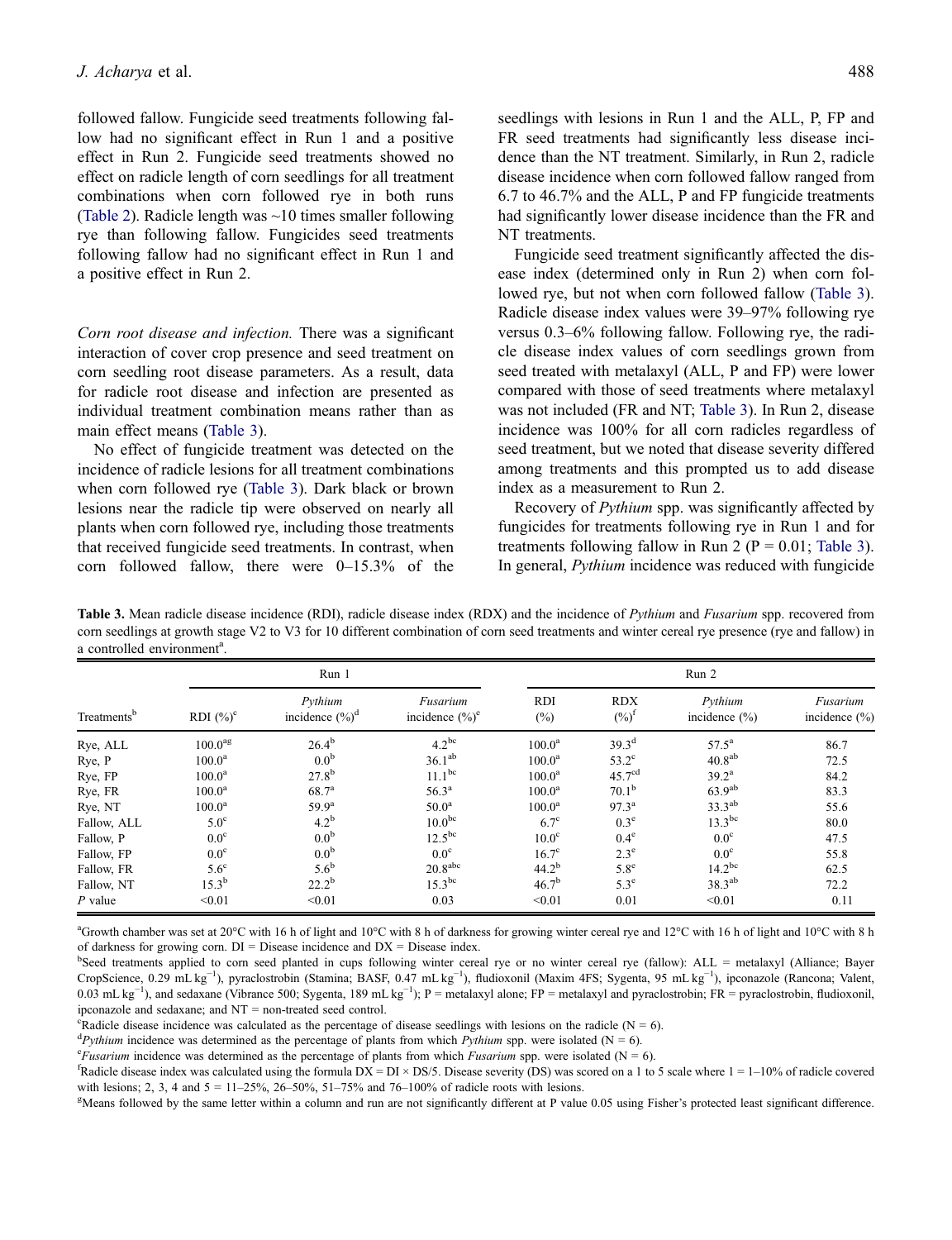followed fallow. Fungicide seed treatments following fallow had no significant effect in Run 1 and a positive effect in Run 2. Fungicide seed treatments showed no effect on radicle length of corn seedlings for all treatment combinations when corn followed rye in both runs (Table 2). Radicle length was ~10 times smaller following rye than following fallow. Fungicides seed treatments following fallow had no significant effect in Run 1 and a positive effect in Run 2.

*Corn root disease and infection.* There was a significant interaction of cover crop presence and seed treatment on corn seedling root disease parameters. As a result, data for radicle root disease and infection are presented as individual treatment combination means rather than as main effect means (Table 3).

No effect of fungicide treatment was detected on the incidence of radicle lesions for all treatment combinations when corn followed rye (Table 3). Dark black or brown lesions near the radicle tip were observed on nearly all plants when corn followed rye, including those treatments that received fungicide seed treatments. In contrast, when corn followed fallow, there were 0–15.3% of the seedlings with lesions in Run 1 and the ALL, P, FP and FR seed treatments had significantly less disease incidence than the NT treatment. Similarly, in Run 2, radicle disease incidence when corn followed fallow ranged from 6.7 to 46.7% and the ALL, P and FP fungicide treatments had significantly lower disease incidence than the FR and NT treatments.

Fungicide seed treatment significantly affected the disease index (determined only in Run 2) when corn followed rye, but not when corn followed fallow (Table 3). Radicle disease index values were 39–97% following rye versus 0.3–6% following fallow. Following rye, the radicle disease index values of corn seedlings grown from seed treated with metalaxyl (ALL, P and FP) were lower compared with those of seed treatments where metalaxyl was not included (FR and NT; Table 3). In Run 2, disease incidence was 100% for all corn radicles regardless of seed treatment, but we noted that disease severity differed among treatments and this prompted us to add disease index as a measurement to Run 2.

Recovery of *Pythium* spp. was significantly affected by fungicides for treatments following rye in Run 1 and for treatments following fallow in Run 2 (P = 0.01; Table 3). In general, *Pythium* incidence was reduced with fungicide

**Table 3.** Mean radicle disease incidence (RDI), radicle disease index (RDX) and the incidence of *Pythium* and *Fusarium* spp. recovered from corn seedlings at growth stage V2 to V3 for 10 different combination of corn seed treatments and winter cereal rye presence (rye and fallow) in a controlled environment[a].

| | Run 1 | | | Run 2 | | | |
|---|---|---|---|---|---|---|---|
| Treatments[b] | RDI (%)[c] | *Pythium* incidence (%)[d] | *Fusarium* incidence (%)[e] | RDI (%) | RDX (%)[f] | *Pythium* incidence (%) | *Fusarium* incidence (%) |
| Rye, ALL | 100.0[ag] | 26.4[b] | 4.2[bc] | 100.0[a] | 39.3[d] | 57.5[a] | 86.7 |
| Rye, P | 100.0[a] | 0.0[b] | 36.1[ab] | 100.0[a] | 53.2[c] | 40.8[ab] | 72.5 |
| Rye, FP | 100.0[a] | 27.8[b] | 11.1[bc] | 100.0[a] | 45.7[cd] | 39.2[a] | 84.2 |
| Rye, FR | 100.0[a] | 68.7[a] | 56.3[a] | 100.0[a] | 70.1[b] | 63.9[ab] | 83.3 |
| Rye, NT | 100.0[a] | 59.9[a] | 50.0[a] | 100.0[a] | 97.3[a] | 33.3[ab] | 55.6 |
| Fallow, ALL | 5.0[c] | 4.2[b] | 10.0[bc] | 6.7[c] | 0.3[e] | 13.3[bc] | 80.0 |
| Fallow, P | 0.0[c] | 0.0[b] | 12.5[bc] | 10.0[c] | 0.4[e] | 0.0[c] | 47.5 |
| Fallow, FP | 0.0[c] | 0.0[b] | 0.0[c] | 16.7[c] | 2.3[e] | 0.0[c] | 55.8 |
| Fallow, FR | 5.6[c] | 5.6[b] | 20.8[abc] | 44.2[b] | 5.8[e] | 14.2[bc] | 62.5 |
| Fallow, NT | 15.3[b] | 22.2[b] | 15.3[bc] | 46.7[b] | 5.3[e] | 38.3[ab] | 72.2 |
| *P* value | <0.01 | <0.01 | 0.03 | <0.01 | 0.01 | <0.01 | 0.11 |

[a]Growth chamber was set at 20°C with 16 h of light and 10°C with 8 h of darkness for growing winter cereal rye and 12°C with 16 h of light and 10°C with 8 h of darkness for growing corn. DI = Disease incidence and DX = Disease index.

[b]Seed treatments applied to corn seed planted in cups following winter cereal rye or no winter cereal rye (fallow): ALL = metalaxyl (Alliance; Bayer CropScience, 0.29 mL kg$^{-1}$), pyraclostrobin (Stamina; BASF, 0.47 mL kg$^{-1}$), fludioxonil (Maxim 4FS; Sygenta, 95 mL kg$^{-1}$), ipconazole (Rancona; Valent, 0.03 mL kg$^{-1}$), and sedaxane (Vibrance 500; Sygenta, 189 mL kg$^{-1}$); P = metalaxyl alone; FP = metalaxyl and pyraclostrobin; FR = pyraclostrobin, fludioxonil, ipconazole and sedaxane; and NT = non-treated seed control.

[c]Radicle disease incidence was calculated as the percentage of disease seedlings with lesions on the radicle (N = 6).

[d]*Pythium* incidence was determined as the percentage of plants from which *Pythium* spp. were isolated (N = 6).

[e]*Fusarium* incidence was determined as the percentage of plants from which *Fusarium* spp. were isolated (N = 6).

[f]Radicle disease index was calculated using the formula $DX = DI \times DS/5$. Disease severity (DS) was scored on a 1 to 5 scale where 1 = 1–10% of radicle covered with lesions; 2, 3, 4 and 5 = 11–25%, 26–50%, 51–75% and 76–100% of radicle roots with lesions.

[g]Means followed by the same letter within a column and run are not significantly different at P value 0.05 using Fisher's protected least significant difference.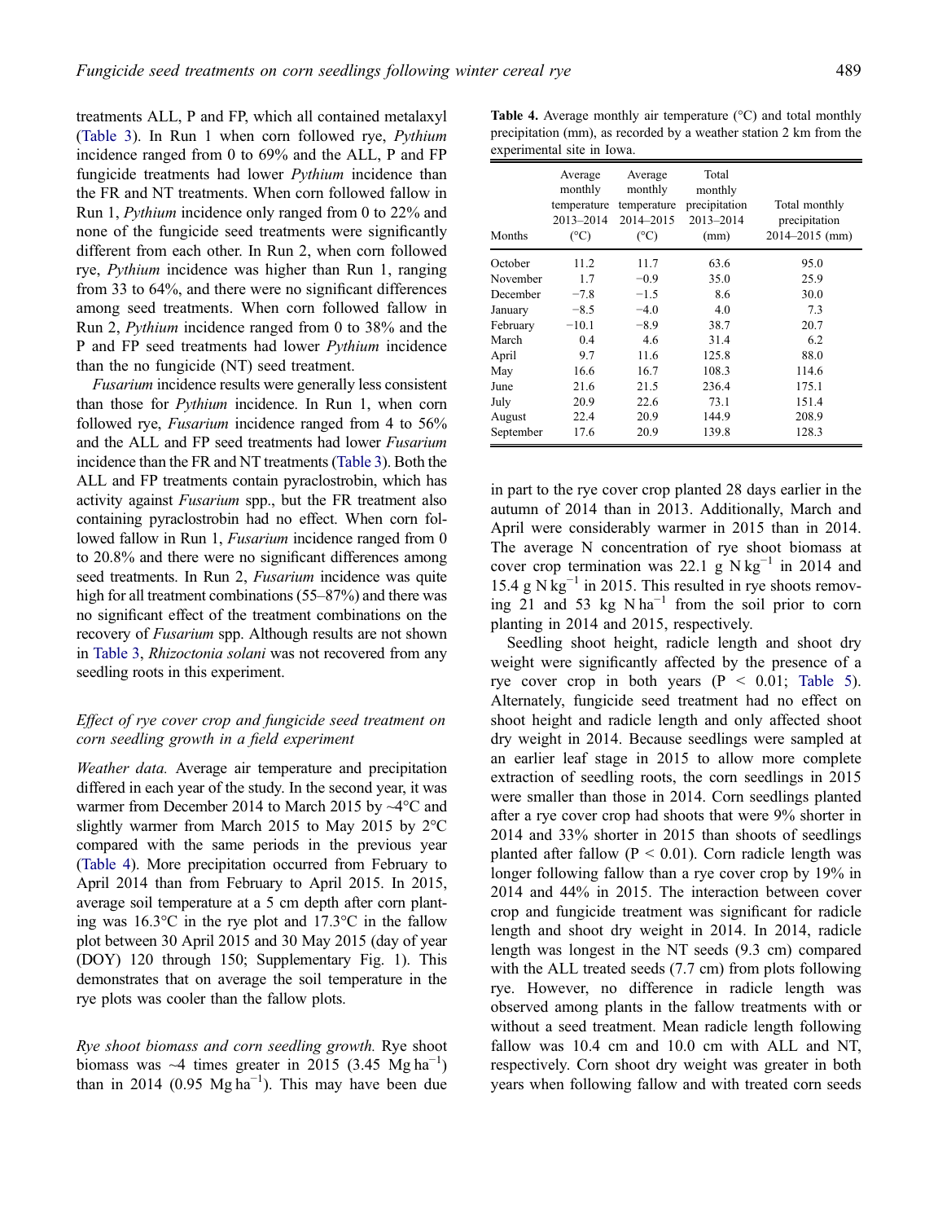treatments ALL, P and FP, which all contained metalaxyl (Table 3). In Run 1 when corn followed rye, *Pythium* incidence ranged from 0 to 69% and the ALL, P and FP fungicide treatments had lower *Pythium* incidence than the FR and NT treatments. When corn followed fallow in Run 1, *Pythium* incidence only ranged from 0 to 22% and none of the fungicide seed treatments were significantly different from each other. In Run 2, when corn followed rye, *Pythium* incidence was higher than Run 1, ranging from 33 to 64%, and there were no significant differences among seed treatments. When corn followed fallow in Run 2, *Pythium* incidence ranged from 0 to 38% and the P and FP seed treatments had lower *Pythium* incidence than the no fungicide (NT) seed treatment.

*Fusarium* incidence results were generally less consistent than those for *Pythium* incidence. In Run 1, when corn followed rye, *Fusarium* incidence ranged from 4 to 56% and the ALL and FP seed treatments had lower *Fusarium* incidence than the FR and NT treatments (Table 3). Both the ALL and FP treatments contain pyraclostrobin, which has activity against *Fusarium* spp., but the FR treatment also containing pyraclostrobin had no effect. When corn followed fallow in Run 1, *Fusarium* incidence ranged from 0 to 20.8% and there were no significant differences among seed treatments. In Run 2, *Fusarium* incidence was quite high for all treatment combinations (55–87%) and there was no significant effect of the treatment combinations on the recovery of *Fusarium* spp. Although results are not shown in Table 3, *Rhizoctonia solani* was not recovered from any seedling roots in this experiment.

### *Effect of rye cover crop and fungicide seed treatment on corn seedling growth in a field experiment*

*Weather data.* Average air temperature and precipitation differed in each year of the study. In the second year, it was warmer from December 2014 to March 2015 by ~4°C and slightly warmer from March 2015 to May 2015 by 2°C compared with the same periods in the previous year (Table 4). More precipitation occurred from February to April 2014 than from February to April 2015. In 2015, average soil temperature at a 5 cm depth after corn planting was 16.3°C in the rye plot and 17.3°C in the fallow plot between 30 April 2015 and 30 May 2015 (day of year (DOY) 120 through 150; Supplementary Fig. 1). This demonstrates that on average the soil temperature in the rye plots was cooler than the fallow plots.

*Rye shoot biomass and corn seedling growth.* Rye shoot biomass was ~4 times greater in 2015 (3.45 Mg ha$^{-1}$) than in 2014 (0.95 Mg ha$^{-1}$). This may have been due in part to the rye cover crop planted 28 days earlier in the autumn of 2014 than in 2013. Additionally, March and April were considerably warmer in 2015 than in 2014. The average N concentration of rye shoot biomass at cover crop termination was 22.1 g N kg$^{-1}$ in 2014 and 15.4 g N kg$^{-1}$ in 2015. This resulted in rye shoots removing 21 and 53 kg N ha$^{-1}$ from the soil prior to corn planting in 2014 and 2015, respectively.

**Table 4.** Average monthly air temperature (°C) and total monthly precipitation (mm), as recorded by a weather station 2 km from the experimental site in Iowa.

| Months | Average monthly temperature 2013–2014 (°C) | Average monthly temperature 2014–2015 (°C) | Total monthly precipitation 2013–2014 (mm) | Total monthly precipitation 2014–2015 (mm) |
|---|---|---|---|---|
| October | 11.2 | 11.7 | 63.6 | 95.0 |
| November | 1.7 | −0.9 | 35.0 | 25.9 |
| December | −7.8 | −1.5 | 8.6 | 30.0 |
| January | −8.5 | −4.0 | 4.0 | 7.3 |
| February | −10.1 | −8.9 | 38.7 | 20.7 |
| March | 0.4 | 4.6 | 31.4 | 6.2 |
| April | 9.7 | 11.6 | 125.8 | 88.0 |
| May | 16.6 | 16.7 | 108.3 | 114.6 |
| June | 21.6 | 21.5 | 236.4 | 175.1 |
| July | 20.9 | 22.6 | 73.1 | 151.4 |
| August | 22.4 | 20.9 | 144.9 | 208.9 |
| September | 17.6 | 20.9 | 139.8 | 128.3 |

Seedling shoot height, radicle length and shoot dry weight were significantly affected by the presence of a rye cover crop in both years ($P < 0.01$; Table 5). Alternately, fungicide seed treatment had no effect on shoot height and radicle length and only affected shoot dry weight in 2014. Because seedlings were sampled at an earlier leaf stage in 2015 to allow more complete extraction of seedling roots, the corn seedlings in 2015 were smaller than those in 2014. Corn seedlings planted after a rye cover crop had shoots that were 9% shorter in 2014 and 33% shorter in 2015 than shoots of seedlings planted after fallow ($P < 0.01$). Corn radicle length was longer following fallow than a rye cover crop by 19% in 2014 and 44% in 2015. The interaction between cover crop and fungicide treatment was significant for radicle length and shoot dry weight in 2014. In 2014, radicle length was longest in the NT seeds (9.3 cm) compared with the ALL treated seeds (7.7 cm) from plots following rye. However, no difference in radicle length was observed among plants in the fallow treatments with or without a seed treatment. Mean radicle length following fallow was 10.4 cm and 10.0 cm with ALL and NT, respectively. Corn shoot dry weight was greater in both years when following fallow and with treated corn seeds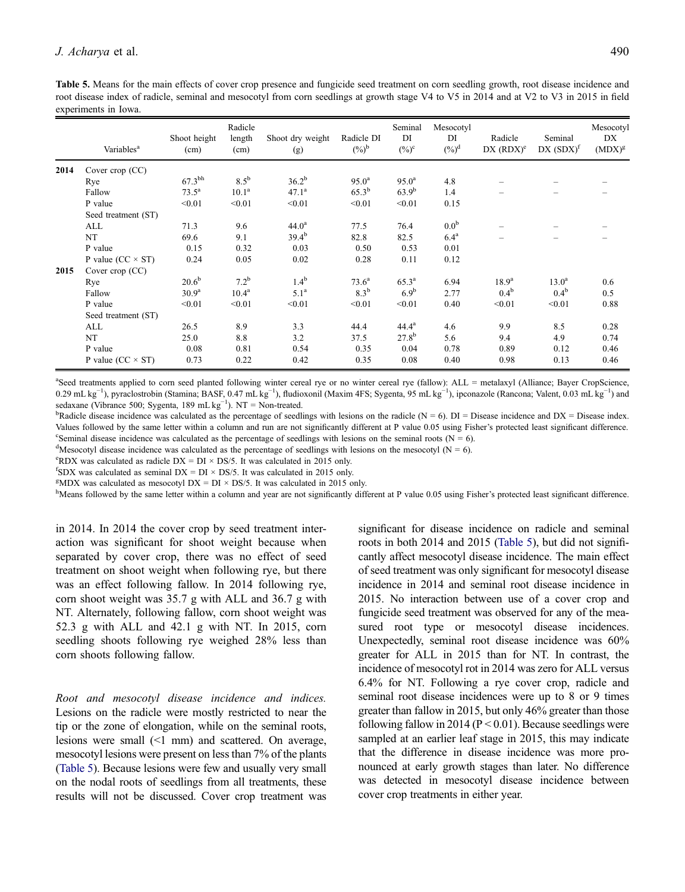**Table 5.** Means for the main effects of cover crop presence and fungicide seed treatment on corn seedling growth, root disease incidence and root disease index of radicle, seminal and mesocotyl from corn seedlings at growth stage V4 to V5 in 2014 and at V2 to V3 in 2015 in field experiments in Iowa.

| | Variables[a] | Shoot height (cm) | Radicle length (cm) | Shoot dry weight (g) | Radicle DI (%)[b] | Seminal DI (%)[c] | Mesocotyl DI (%)[d] | Radicle DX (RDX)[e] | Seminal DX (SDX)[f] | Mesocotyl DX (MDX)[g] |
|---|---|---|---|---|---|---|---|---|---|---|
| **2014** | Cover crop (CC) | | | | | | | | | |
| | Rye | 67.3[bh] | 8.5[b] | 36.2[b] | 95.0[a] | 95.0[a] | 4.8 | – | – | – |
| | Fallow | 73.5[a] | 10.1[a] | 47.1[a] | 65.3[b] | 63.9[b] | 1.4 | – | – | – |
| | P value | <0.01 | <0.01 | <0.01 | <0.01 | <0.01 | 0.15 | | | |
| | Seed treatment (ST) | | | | | | | | | |
| | ALL | 71.3 | 9.6 | 44.0[a] | 77.5 | 76.4 | 0.0[b] | – | – | – |
| | NT | 69.6 | 9.1 | 39.4[b] | 82.8 | 82.5 | 6.4[a] | – | – | – |
| | P value | 0.15 | 0.32 | 0.03 | 0.50 | 0.53 | 0.01 | | | |
| | P value (CC × ST) | 0.24 | 0.05 | 0.02 | 0.28 | 0.11 | 0.12 | | | |
| **2015** | Cover crop (CC) | | | | | | | | | |
| | Rye | 20.6[b] | 7.2[b] | 1.4[b] | 73.6[a] | 65.3[a] | 6.94 | 18.9[a] | 13.0[a] | 0.6 |
| | Fallow | 30.9[a] | 10.4[a] | 5.1[a] | 8.3[b] | 6.9[b] | 2.77 | 0.4[b] | 0.4[b] | 0.5 |
| | P value | <0.01 | <0.01 | <0.01 | <0.01 | <0.01 | 0.40 | <0.01 | <0.01 | 0.88 |
| | Seed treatment (ST) | | | | | | | | | |
| | ALL | 26.5 | 8.9 | 3.3 | 44.4 | 44.4[a] | 4.6 | 9.9 | 8.5 | 0.28 |
| | NT | 25.0 | 8.8 | 3.2 | 37.5 | 27.8[b] | 5.6 | 9.4 | 4.9 | 0.74 |
| | P value | 0.08 | 0.81 | 0.54 | 0.35 | 0.04 | 0.78 | 0.89 | 0.12 | 0.46 |
| | P value (CC × ST) | 0.73 | 0.22 | 0.42 | 0.35 | 0.08 | 0.40 | 0.98 | 0.13 | 0.46 |

[a]Seed treatments applied to corn seed planted following winter cereal rye or no winter cereal rye (fallow): ALL = metalaxyl (Alliance; Bayer CropScience, 0.29 mL kg$^{-1}$), pyraclostrobin (Stamina; BASF, 0.47 mL kg$^{-1}$), fludioxonil (Maxim 4FS; Sygenta, 95 mL kg$^{-1}$), ipconazole (Rancona; Valent, 0.03 mL kg$^{-1}$) and sedaxane (Vibrance 500; Sygenta, 189 mL kg$^{-1}$). NT = Non-treated.

[b]Radicle disease incidence was calculated as the percentage of seedlings with lesions on the radicle (N = 6). DI = Disease incidence and DX = Disease index. Values followed by the same letter within a column and run are not significantly different at P value 0.05 using Fisher's protected least significant difference.

[c]Seminal disease incidence was calculated as the percentage of seedlings with lesions on the seminal roots (N = 6).

[d]Mesocotyl disease incidence was calculated as the percentage of seedlings with lesions on the mesocotyl (N = 6).

[e]RDX was calculated as radicle DX = DI × DS/5. It was calculated in 2015 only.

[f]SDX was calculated as seminal DX = DI × DS/5. It was calculated in 2015 only.

[g]MDX was calculated as mesocotyl DX = DI × DS/5. It was calculated in 2015 only.

[h]Means followed by the same letter within a column and year are not significantly different at P value 0.05 using Fisher's protected least significant difference.

in 2014. In 2014 the cover crop by seed treatment interaction was significant for shoot weight because when separated by cover crop, there was no effect of seed treatment on shoot weight when following rye, but there was an effect following fallow. In 2014 following rye, corn shoot weight was 35.7 g with ALL and 36.7 g with NT. Alternately, following fallow, corn shoot weight was 52.3 g with ALL and 42.1 g with NT. In 2015, corn seedling shoots following rye weighed 28% less than corn shoots following fallow.

*Root and mesocotyl disease incidence and indices.* Lesions on the radicle were mostly restricted to near the tip or the zone of elongation, while on the seminal roots, lesions were small (<1 mm) and scattered. On average, mesocotyl lesions were present on less than 7% of the plants (Table 5). Because lesions were few and usually very small on the nodal roots of seedlings from all treatments, these results will not be discussed. Cover crop treatment was significant for disease incidence on radicle and seminal roots in both 2014 and 2015 (Table 5), but did not significantly affect mesocotyl disease incidence. The main effect of seed treatment was only significant for mesocotyl disease incidence in 2014 and seminal root disease incidence in 2015. No interaction between use of a cover crop and fungicide seed treatment was observed for any of the measured root type or mesocotyl disease incidences. Unexpectedly, seminal root disease incidence was 60% greater for ALL in 2015 than for NT. In contrast, the incidence of mesocotyl rot in 2014 was zero for ALL versus 6.4% for NT. Following a rye cover crop, radicle and seminal root disease incidences were up to 8 or 9 times greater than fallow in 2015, but only 46% greater than those following fallow in 2014 ($P < 0.01$). Because seedlings were sampled at an earlier leaf stage in 2015, this may indicate that the difference in disease incidence was more pronounced at early growth stages than later. No difference was detected in mesocotyl disease incidence between cover crop treatments in either year.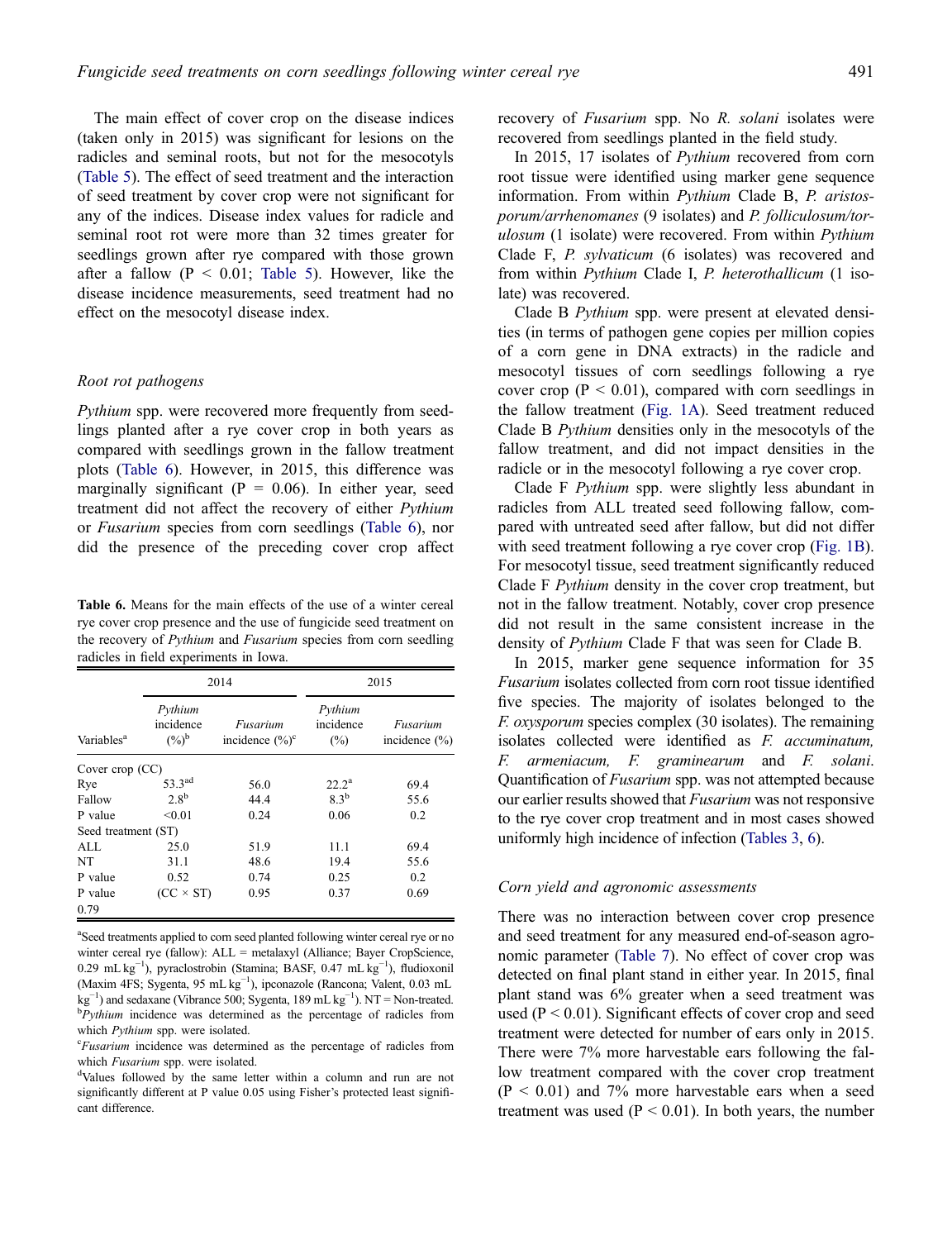The main effect of cover crop on the disease indices (taken only in 2015) was significant for lesions on the radicles and seminal roots, but not for the mesocotyls (Table 5). The effect of seed treatment and the interaction of seed treatment by cover crop were not significant for any of the indices. Disease index values for radicle and seminal root rot were more than 32 times greater for seedlings grown after rye compared with those grown after a fallow ($P < 0.01$; Table 5). However, like the disease incidence measurements, seed treatment had no effect on the mesocotyl disease index.

### Root rot pathogens

*Pythium* spp. were recovered more frequently from seedlings planted after a rye cover crop in both years as compared with seedlings grown in the fallow treatment plots (Table 6). However, in 2015, this difference was marginally significant ($P = 0.06$). In either year, seed treatment did not affect the recovery of either *Pythium* or *Fusarium* species from corn seedlings (Table 6), nor did the presence of the preceding cover crop affect recovery of *Fusarium* spp. No *R. solani* isolates were recovered from seedlings planted in the field study.

**Table 6.** Means for the main effects of the use of a winter cereal rye cover crop presence and the use of fungicide seed treatment on the recovery of *Pythium* and *Fusarium* species from corn seedling radicles in field experiments in Iowa.

| | 2014 | | 2015 | |
|---|---|---|---|---|
| Variables[a] | *Pythium* incidence (%)[b] | *Fusarium* incidence (%)[c] | *Pythium* incidence (%) | *Fusarium* incidence (%) |
| Cover crop (CC) | | | | |
| Rye | 53.3[ad] | 56.0 | 22.2[a] | 69.4 |
| Fallow | 2.8[b] | 44.4 | 8.3[b] | 55.6 |
| P value | <0.01 | 0.24 | 0.06 | 0.2 |
| Seed treatment (ST) | | | | |
| ALL | 25.0 | 51.9 | 11.1 | 69.4 |
| NT | 31.1 | 48.6 | 19.4 | 55.6 |
| P value | 0.52 | 0.74 | 0.25 | 0.2 |
| P value | (CC × ST) | 0.95 | 0.37 | 0.69 |
| 0.79 | | | | |

[a]Seed treatments applied to corn seed planted following winter cereal rye or no winter cereal rye (fallow): ALL = metalaxyl (Alliance; Bayer CropScience, 0.29 mL kg$^{-1}$), pyraclostrobin (Stamina; BASF, 0.47 mL kg$^{-1}$), fludioxonil (Maxim 4FS; Sygenta, 95 mL kg$^{-1}$), ipconazole (Rancona; Valent, 0.03 mL kg$^{-1}$) and sedaxane (Vibrance 500; Sygenta, 189 mL kg$^{-1}$). NT = Non-treated.

[b]*Pythium* incidence was determined as the percentage of radicles from which *Pythium* spp. were isolated.

[c]*Fusarium* incidence was determined as the percentage of radicles from which *Fusarium* spp. were isolated.

[d]Values followed by the same letter within a column and run are not significantly different at P value 0.05 using Fisher's protected least significant difference.

In 2015, 17 isolates of *Pythium* recovered from corn root tissue were identified using marker gene sequence information. From within *Pythium* Clade B, *P. aristosporum/arrhenomanes* (9 isolates) and *P. folliculosum/torulosum* (1 isolate) were recovered. From within *Pythium* Clade F, *P. sylvaticum* (6 isolates) was recovered and from within *Pythium* Clade I, *P. heterothallicum* (1 isolate) was recovered.

Clade B *Pythium* spp. were present at elevated densities (in terms of pathogen gene copies per million copies of a corn gene in DNA extracts) in the radicle and mesocotyl tissues of corn seedlings following a rye cover crop ($P < 0.01$), compared with corn seedlings in the fallow treatment (Fig. 1A). Seed treatment reduced Clade B *Pythium* densities only in the mesocotyls of the fallow treatment, and did not impact densities in the radicle or in the mesocotyl following a rye cover crop.

Clade F *Pythium* spp. were slightly less abundant in radicles from ALL treated seed following fallow, compared with untreated seed after fallow, but did not differ with seed treatment following a rye cover crop (Fig. 1B). For mesocotyl tissue, seed treatment significantly reduced Clade F *Pythium* density in the cover crop treatment, but not in the fallow treatment. Notably, cover crop presence did not result in the same consistent increase in the density of *Pythium* Clade F that was seen for Clade B.

In 2015, marker gene sequence information for 35 *Fusarium* isolates collected from corn root tissue identified five species. The majority of isolates belonged to the *F. oxysporum* species complex (30 isolates). The remaining isolates collected were identified as *F. accuminatum, F. armeniacum, F. graminearum* and *F. solani*. Quantification of *Fusarium* spp. was not attempted because our earlier results showed that *Fusarium* was not responsive to the rye cover crop treatment and in most cases showed uniformly high incidence of infection (Tables 3, 6).

### Corn yield and agronomic assessments

There was no interaction between cover crop presence and seed treatment for any measured end-of-season agronomic parameter (Table 7). No effect of cover crop was detected on final plant stand in either year. In 2015, final plant stand was 6% greater when a seed treatment was used ($P < 0.01$). Significant effects of cover crop and seed treatment were detected for number of ears only in 2015. There were 7% more harvestable ears following the fallow treatment compared with the cover crop treatment ($P < 0.01$) and 7% more harvestable ears when a seed treatment was used ($P < 0.01$). In both years, the number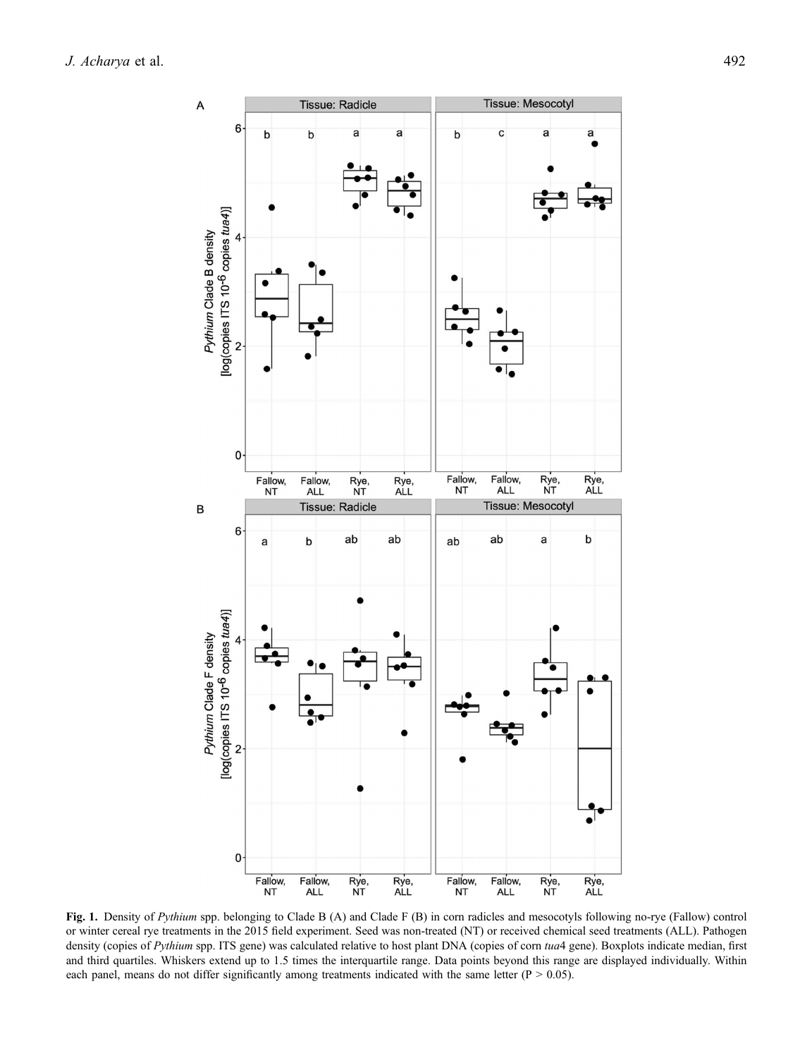**Fig. 1.** Density of *Pythium* spp. belonging to Clade B (A) and Clade F (B) in corn radicles and mesocotyls following no-rye (Fallow) control or winter cereal rye treatments in the 2015 field experiment. Seed was non-treated (NT) or received chemical seed treatments (ALL). Pathogen density (copies of *Pythium* spp. ITS gene) was calculated relative to host plant DNA (copies of corn *tua*4 gene). Boxplots indicate median, first and third quartiles. Whiskers extend up to 1.5 times the interquartile range. Data points beyond this range are displayed individually. Within each panel, means do not differ significantly among treatments indicated with the same letter (P > 0.05).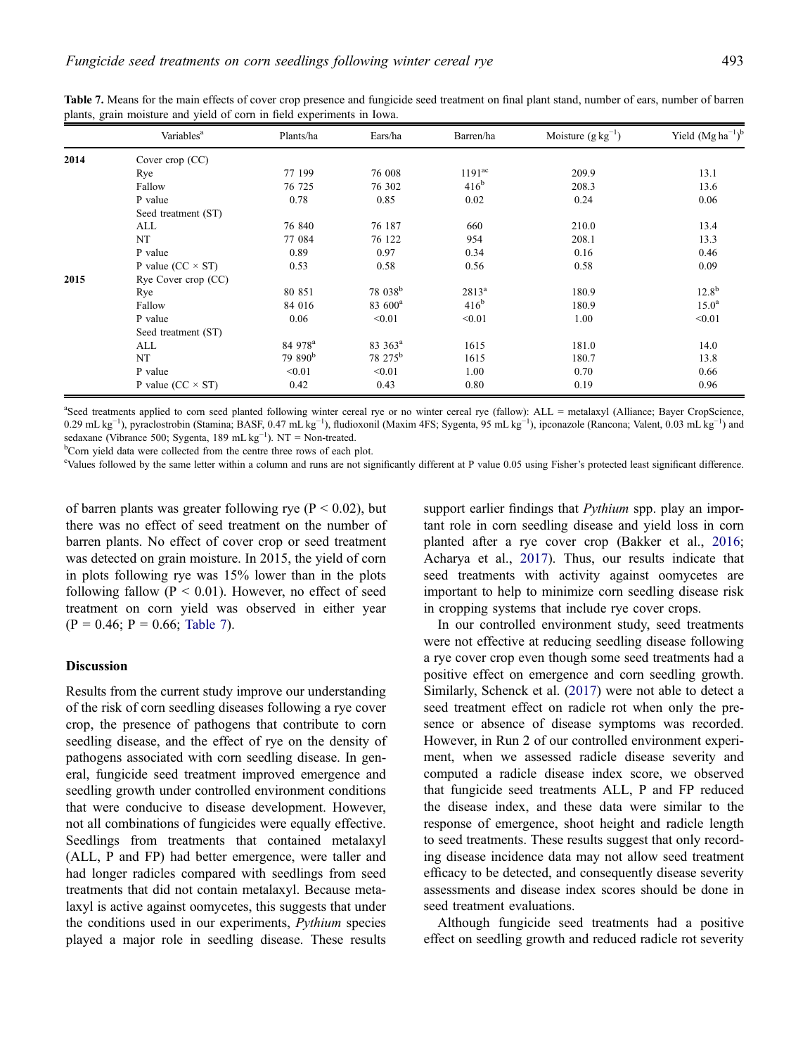**Table 7.** Means for the main effects of cover crop presence and fungicide seed treatment on final plant stand, number of ears, number of barren plants, grain moisture and yield of corn in field experiments in Iowa.

| | Variables[a] | Plants/ha | Ears/ha | Barren/ha | Moisture (g kg$^{-1}$) | Yield (Mg ha$^{-1}$)[b] |
|---|---|---|---|---|---|---|
| **2014** | Cover crop (CC) | | | | | |
| | Rye | 77 199 | 76 008 | 1191[ac] | 209.9 | 13.1 |
| | Fallow | 76 725 | 76 302 | 416[b] | 208.3 | 13.6 |
| | P value | 0.78 | 0.85 | 0.02 | 0.24 | 0.06 |
| | Seed treatment (ST) | | | | | |
| | ALL | 76 840 | 76 187 | 660 | 210.0 | 13.4 |
| | NT | 77 084 | 76 122 | 954 | 208.1 | 13.3 |
| | P value | 0.89 | 0.97 | 0.34 | 0.16 | 0.46 |
| | P value (CC × ST) | 0.53 | 0.58 | 0.56 | 0.58 | 0.09 |
| **2015** | Rye Cover crop (CC) | | | | | |
| | Rye | 80 851 | 78 038[b] | 2813[a] | 180.9 | 12.8[b] |
| | Fallow | 84 016 | 83 600[a] | 416[b] | 180.9 | 15.0[a] |
| | P value | 0.06 | <0.01 | <0.01 | 1.00 | <0.01 |
| | Seed treatment (ST) | | | | | |
| | ALL | 84 978[a] | 83 363[a] | 1615 | 181.0 | 14.0 |
| | NT | 79 890[b] | 78 275[b] | 1615 | 180.7 | 13.8 |
| | P value | <0.01 | <0.01 | 1.00 | 0.70 | 0.66 |
| | P value (CC × ST) | 0.42 | 0.43 | 0.80 | 0.19 | 0.96 |

[a]Seed treatments applied to corn seed planted following winter cereal rye or no winter cereal rye (fallow): ALL = metalaxyl (Alliance; Bayer CropScience, 0.29 mL kg$^{-1}$), pyraclostrobin (Stamina; BASF, 0.47 mL kg$^{-1}$), fludioxonil (Maxim 4FS; Sygenta, 95 mL kg$^{-1}$), ipconazole (Rancona; Valent, 0.03 mL kg$^{-1}$) and sedaxane (Vibrance 500; Sygenta, 189 mL kg$^{-1}$). NT = Non-treated.

[b]Corn yield data were collected from the centre three rows of each plot.

[c]Values followed by the same letter within a column and runs are not significantly different at P value 0.05 using Fisher's protected least significant difference.

of barren plants was greater following rye ($P < 0.02$), but there was no effect of seed treatment on the number of barren plants. No effect of cover crop or seed treatment was detected on grain moisture. In 2015, the yield of corn in plots following rye was 15% lower than in the plots following fallow ($P < 0.01$). However, no effect of seed treatment on corn yield was observed in either year ($P = 0.46$; $P = 0.66$; Table 7).

## Discussion

Results from the current study improve our understanding of the risk of corn seedling diseases following a rye cover crop, the presence of pathogens that contribute to corn seedling disease, and the effect of rye on the density of pathogens associated with corn seedling disease. In general, fungicide seed treatment improved emergence and seedling growth under controlled environment conditions that were conducive to disease development. However, not all combinations of fungicides were equally effective. Seedlings from treatments that contained metalaxyl (ALL, P and FP) had better emergence, were taller and had longer radicles compared with seedlings from seed treatments that did not contain metalaxyl. Because metalaxyl is active against oomycetes, this suggests that under the conditions used in our experiments, *Pythium* species played a major role in seedling disease. These results support earlier findings that *Pythium* spp. play an important role in corn seedling disease and yield loss in corn planted after a rye cover crop (Bakker et al., 2016; Acharya et al., 2017). Thus, our results indicate that seed treatments with activity against oomycetes are important to help to minimize corn seedling disease risk in cropping systems that include rye cover crops.

In our controlled environment study, seed treatments were not effective at reducing seedling disease following a rye cover crop even though some seed treatments had a positive effect on emergence and corn seedling growth. Similarly, Schenck et al. (2017) were not able to detect a seed treatment effect on radicle rot when only the presence or absence of disease symptoms was recorded. However, in Run 2 of our controlled environment experiment, when we assessed radicle disease severity and computed a radicle disease index score, we observed that fungicide seed treatments ALL, P and FP reduced the disease index, and these data were similar to the response of emergence, shoot height and radicle length to seed treatments. These results suggest that only recording disease incidence data may not allow seed treatment efficacy to be detected, and consequently disease severity assessments and disease index scores should be done in seed treatment evaluations.

Although fungicide seed treatments had a positive effect on seedling growth and reduced radicle rot severity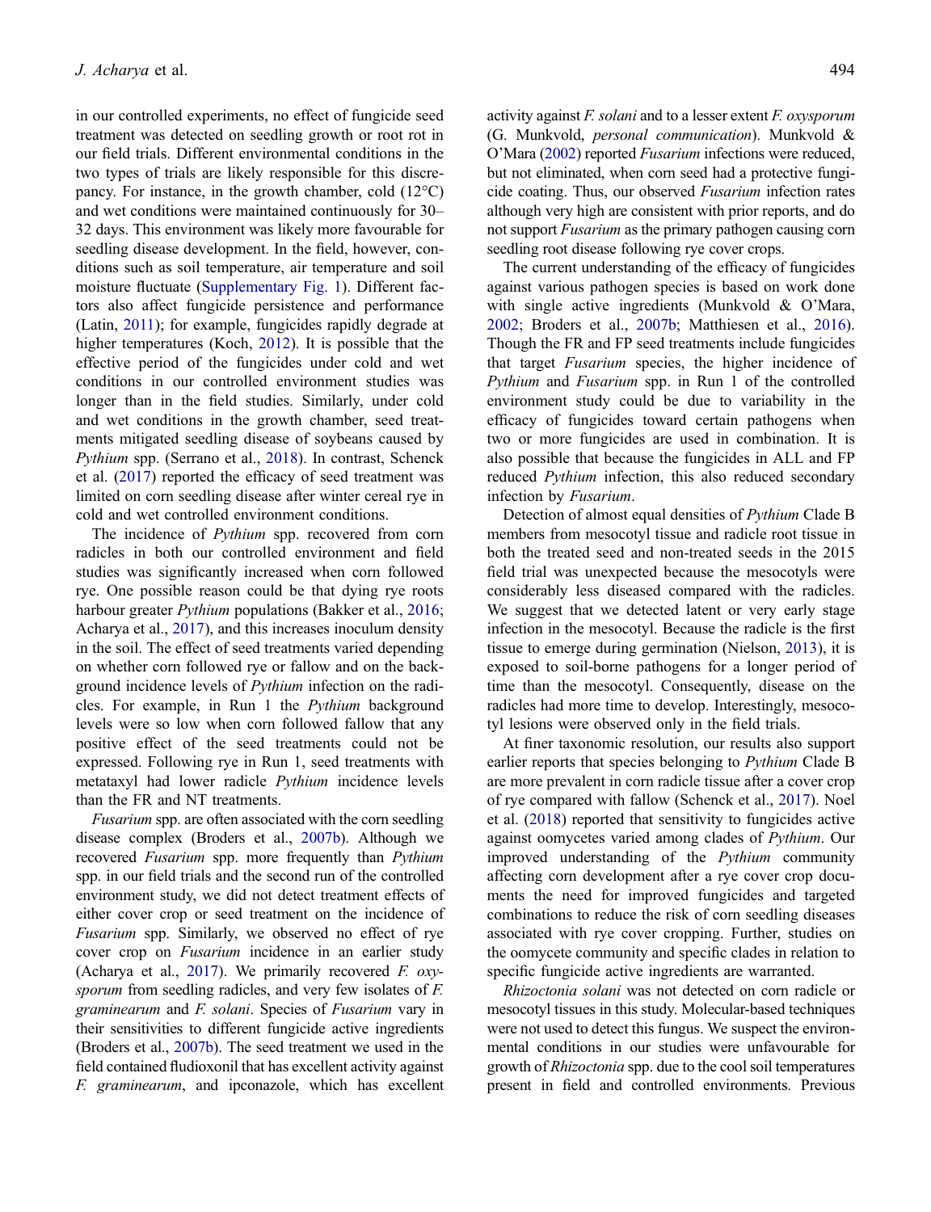in our controlled experiments, no effect of fungicide seed treatment was detected on seedling growth or root rot in our field trials. Different environmental conditions in the two types of trials are likely responsible for this discrepancy. For instance, in the growth chamber, cold (12°C) and wet conditions were maintained continuously for 30–32 days. This environment was likely more favourable for seedling disease development. In the field, however, conditions such as soil temperature, air temperature and soil moisture fluctuate (Supplementary Fig. 1). Different factors also affect fungicide persistence and performance (Latin, 2011); for example, fungicides rapidly degrade at higher temperatures (Koch, 2012). It is possible that the effective period of the fungicides under cold and wet conditions in our controlled environment studies was longer than in the field studies. Similarly, under cold and wet conditions in the growth chamber, seed treatments mitigated seedling disease of soybeans caused by *Pythium* spp. (Serrano et al., 2018). In contrast, Schenck et al. (2017) reported the efficacy of seed treatment was limited on corn seedling disease after winter cereal rye in cold and wet controlled environment conditions.

The incidence of *Pythium* spp. recovered from corn radicles in both our controlled environment and field studies was significantly increased when corn followed rye. One possible reason could be that dying rye roots harbour greater *Pythium* populations (Bakker et al., 2016; Acharya et al., 2017), and this increases inoculum density in the soil. The effect of seed treatments varied depending on whether corn followed rye or fallow and on the background incidence levels of *Pythium* infection on the radicles. For example, in Run 1 the *Pythium* background levels were so low when corn followed fallow that any positive effect of the seed treatments could not be expressed. Following rye in Run 1, seed treatments with metataxyl had lower radicle *Pythium* incidence levels than the FR and NT treatments.

*Fusarium* spp. are often associated with the corn seedling disease complex (Broders et al., 2007b). Although we recovered *Fusarium* spp. more frequently than *Pythium* spp. in our field trials and the second run of the controlled environment study, we did not detect treatment effects of either cover crop or seed treatment on the incidence of *Fusarium* spp. Similarly, we observed no effect of rye cover crop on *Fusarium* incidence in an earlier study (Acharya et al., 2017). We primarily recovered *F. oxysporum* from seedling radicles, and very few isolates of *F. graminearum* and *F. solani*. Species of *Fusarium* vary in their sensitivities to different fungicide active ingredients (Broders et al., 2007b). The seed treatment we used in the field contained fludioxonil that has excellent activity against *F. graminearum*, and ipconazole, which has excellent activity against *F. solani* and to a lesser extent *F. oxysporum* (G. Munkvold, *personal communication*). Munkvold & O'Mara (2002) reported *Fusarium* infections were reduced, but not eliminated, when corn seed had a protective fungicide coating. Thus, our observed *Fusarium* infection rates although very high are consistent with prior reports, and do not support *Fusarium* as the primary pathogen causing corn seedling root disease following rye cover crops.

The current understanding of the efficacy of fungicides against various pathogen species is based on work done with single active ingredients (Munkvold & O'Mara, 2002; Broders et al., 2007b; Matthiesen et al., 2016). Though the FR and FP seed treatments include fungicides that target *Fusarium* species, the higher incidence of *Pythium* and *Fusarium* spp. in Run 1 of the controlled environment study could be due to variability in the efficacy of fungicides toward certain pathogens when two or more fungicides are used in combination. It is also possible that because the fungicides in ALL and FP reduced *Pythium* infection, this also reduced secondary infection by *Fusarium*.

Detection of almost equal densities of *Pythium* Clade B members from mesocotyl tissue and radicle root tissue in both the treated seed and non-treated seeds in the 2015 field trial was unexpected because the mesocotyls were considerably less diseased compared with the radicles. We suggest that we detected latent or very early stage infection in the mesocotyl. Because the radicle is the first tissue to emerge during germination (Nielson, 2013), it is exposed to soil-borne pathogens for a longer period of time than the mesocotyl. Consequently, disease on the radicles had more time to develop. Interestingly, mesocotyl lesions were observed only in the field trials.

At finer taxonomic resolution, our results also support earlier reports that species belonging to *Pythium* Clade B are more prevalent in corn radicle tissue after a cover crop of rye compared with fallow (Schenck et al., 2017). Noel et al. (2018) reported that sensitivity to fungicides active against oomycetes varied among clades of *Pythium*. Our improved understanding of the *Pythium* community affecting corn development after a rye cover crop documents the need for improved fungicides and targeted combinations to reduce the risk of corn seedling diseases associated with rye cover cropping. Further, studies on the oomycete community and specific clades in relation to specific fungicide active ingredients are warranted.

*Rhizoctonia solani* was not detected on corn radicle or mesocotyl tissues in this study. Molecular-based techniques were not used to detect this fungus. We suspect the environmental conditions in our studies were unfavourable for growth of *Rhizoctonia* spp. due to the cool soil temperatures present in field and controlled environments. Previous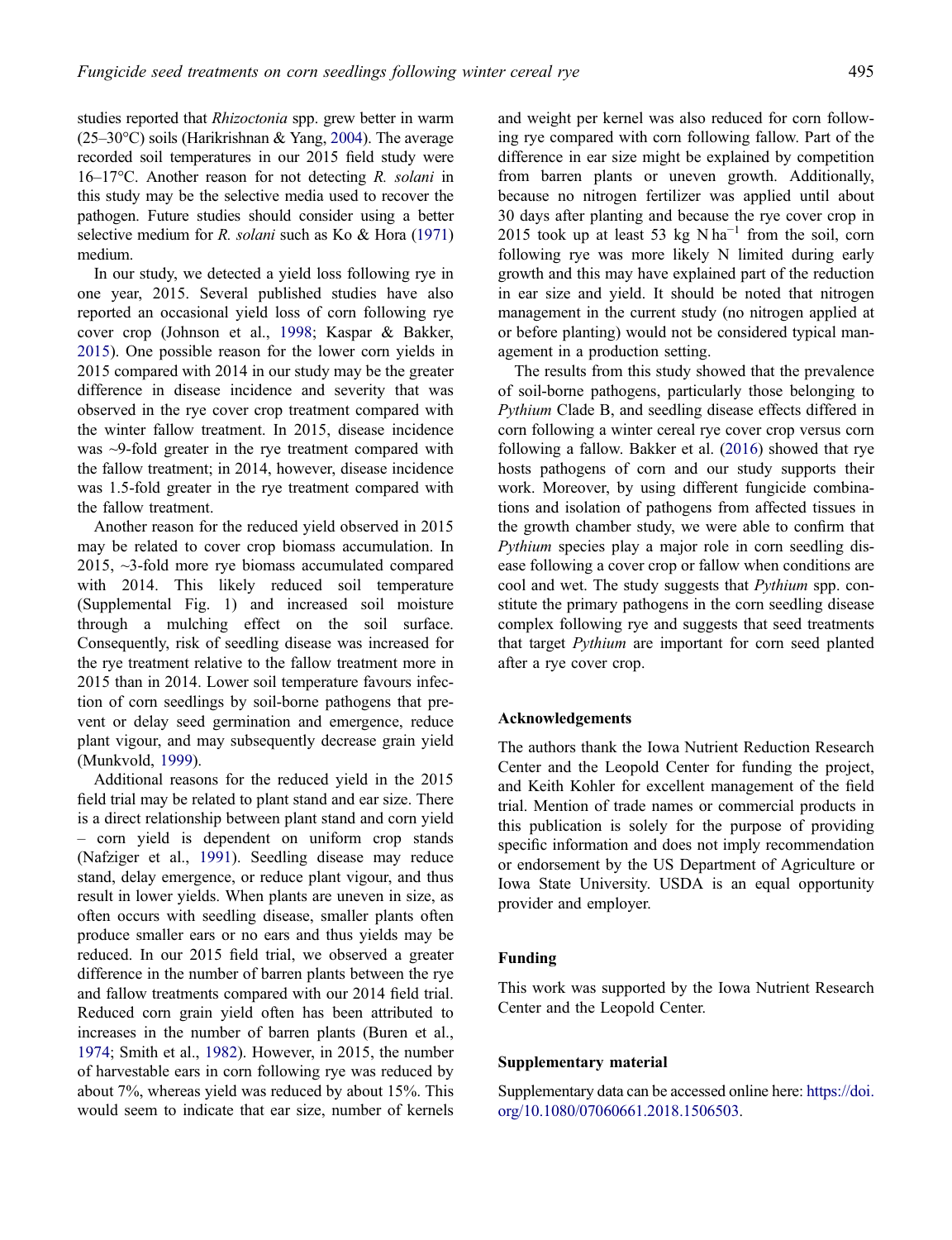studies reported that *Rhizoctonia* spp. grew better in warm (25–30°C) soils (Harikrishnan & Yang, 2004). The average recorded soil temperatures in our 2015 field study were 16–17°C. Another reason for not detecting *R. solani* in this study may be the selective media used to recover the pathogen. Future studies should consider using a better selective medium for *R. solani* such as Ko & Hora (1971) medium.

In our study, we detected a yield loss following rye in one year, 2015. Several published studies have also reported an occasional yield loss of corn following rye cover crop (Johnson et al., 1998; Kaspar & Bakker, 2015). One possible reason for the lower corn yields in 2015 compared with 2014 in our study may be the greater difference in disease incidence and severity that was observed in the rye cover crop treatment compared with the winter fallow treatment. In 2015, disease incidence was ~9-fold greater in the rye treatment compared with the fallow treatment; in 2014, however, disease incidence was 1.5-fold greater in the rye treatment compared with the fallow treatment.

Another reason for the reduced yield observed in 2015 may be related to cover crop biomass accumulation. In 2015, ~3-fold more rye biomass accumulated compared with 2014. This likely reduced soil temperature (Supplemental Fig. 1) and increased soil moisture through a mulching effect on the soil surface. Consequently, risk of seedling disease was increased for the rye treatment relative to the fallow treatment more in 2015 than in 2014. Lower soil temperature favours infection of corn seedlings by soil-borne pathogens that prevent or delay seed germination and emergence, reduce plant vigour, and may subsequently decrease grain yield (Munkvold, 1999).

Additional reasons for the reduced yield in the 2015 field trial may be related to plant stand and ear size. There is a direct relationship between plant stand and corn yield – corn yield is dependent on uniform crop stands (Nafziger et al., 1991). Seedling disease may reduce stand, delay emergence, or reduce plant vigour, and thus result in lower yields. When plants are uneven in size, as often occurs with seedling disease, smaller plants often produce smaller ears or no ears and thus yields may be reduced. In our 2015 field trial, we observed a greater difference in the number of barren plants between the rye and fallow treatments compared with our 2014 field trial. Reduced corn grain yield often has been attributed to increases in the number of barren plants (Buren et al., 1974; Smith et al., 1982). However, in 2015, the number of harvestable ears in corn following rye was reduced by about 7%, whereas yield was reduced by about 15%. This would seem to indicate that ear size, number of kernels and weight per kernel was also reduced for corn following rye compared with corn following fallow. Part of the difference in ear size might be explained by competition from barren plants or uneven growth. Additionally, because no nitrogen fertilizer was applied until about 30 days after planting and because the rye cover crop in 2015 took up at least 53 kg N ha$^{-1}$ from the soil, corn following rye was more likely N limited during early growth and this may have explained part of the reduction in ear size and yield. It should be noted that nitrogen management in the current study (no nitrogen applied at or before planting) would not be considered typical management in a production setting.

The results from this study showed that the prevalence of soil-borne pathogens, particularly those belonging to *Pythium* Clade B, and seedling disease effects differed in corn following a winter cereal rye cover crop versus corn following a fallow. Bakker et al. (2016) showed that rye hosts pathogens of corn and our study supports their work. Moreover, by using different fungicide combinations and isolation of pathogens from affected tissues in the growth chamber study, we were able to confirm that *Pythium* species play a major role in corn seedling disease following a cover crop or fallow when conditions are cool and wet. The study suggests that *Pythium* spp. constitute the primary pathogens in the corn seedling disease complex following rye and suggests that seed treatments that target *Pythium* are important for corn seed planted after a rye cover crop.

## Acknowledgements

The authors thank the Iowa Nutrient Reduction Research Center and the Leopold Center for funding the project, and Keith Kohler for excellent management of the field trial. Mention of trade names or commercial products in this publication is solely for the purpose of providing specific information and does not imply recommendation or endorsement by the US Department of Agriculture or Iowa State University. USDA is an equal opportunity provider and employer.

## Funding

This work was supported by the Iowa Nutrient Research Center and the Leopold Center.

## Supplementary material

Supplementary data can be accessed online here: https://doi.org/10.1080/07060661.2018.1506503.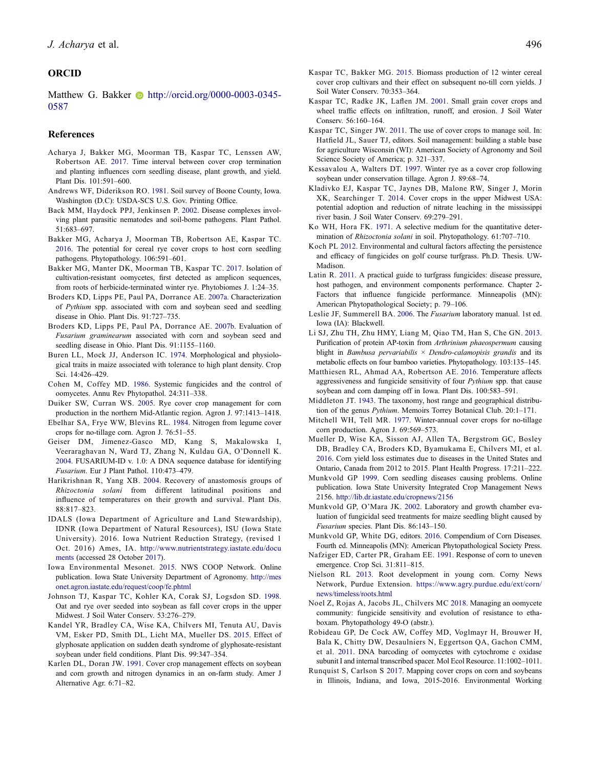## ORCID

Matthew G. Bakker http://orcid.org/0000-0003-0345-0587

## References

Acharya J, Bakker MG, Moorman TB, Kaspar TC, Lenssen AW, Robertson AE. 2017. Time interval between cover crop termination and planting influences corn seedling disease, plant growth, and yield. Plant Dis. 101:591–600.

Andrews WF, Diderikson RO. 1981. Soil survey of Boone County, Iowa. Washington (D.C): USDA-SCS U.S. Gov. Printing Office.

Back MM, Haydock PPJ, Jenkinsen P. 2002. Disease complexes involving plant parasitic nematodes and soil-borne pathogens. Plant Pathol. 51:683–697.

Bakker MG, Acharya J, Moorman TB, Robertson AE, Kaspar TC. 2016. The potential for cereal rye cover crops to host corn seedling pathogens. Phytopathology. 106:591–601.

Bakker MG, Manter DK, Moorman TB, Kaspar TC. 2017. Isolation of cultivation-resistant oomycetes, first detected as amplicon sequences, from roots of herbicide-terminated winter rye. Phytobiomes J. 1:24–35.

Broders KD, Lipps PE, Paul PA, Dorrance AE. 2007a. Characterization of *Pythium* spp. associated with corn and soybean seed and seedling disease in Ohio. Plant Dis. 91:727–735.

Broders KD, Lipps PE, Paul PA, Dorrance AE. 2007b. Evaluation of *Fusarium graminearum* associated with corn and soybean seed and seedling disease in Ohio. Plant Dis. 91:1155–1160.

Buren LL, Mock JJ, Anderson IC. 1974. Morphological and physiological traits in maize associated with tolerance to high plant density. Crop Sci. 14:426–429.

Cohen M, Coffey MD. 1986. Systemic fungicides and the control of oomycetes. Annu Rev Phytopathol. 24:311–338.

Duiker SW, Curran WS. 2005. Rye cover crop management for corn production in the northern Mid-Atlantic region. Agron J. 97:1413–1418.

Ebelhar SA, Frye WW, Blevins RL. 1984. Nitrogen from legume cover crops for no-tillage corn. Agron J. 76:51–55.

Geiser DM, Jimenez-Gasco MD, Kang S, Makalowska I, Veeraraghavan N, Ward TJ, Zhang N, Kuldau GA, O'Donnell K. 2004. FUSARIUM-ID v. 1.0: A DNA sequence database for identifying *Fusarium*. Eur J Plant Pathol. 110:473–479.

Harikrishnan R, Yang XB. 2004. Recovery of anastomosis groups of *Rhizoctonia solani* from different latitudinal positions and influence of temperatures on their growth and survival. Plant Dis. 88:817–823.

IDALS (Iowa Department of Agriculture and Land Stewardship), IDNR (Iowa Department of Natural Resources), ISU (Iowa State University). 2016. Iowa Nutrient Reduction Strategy, (revised 1 Oct. 2016) Ames, IA. http://www.nutrientstrategy.iastate.edu/documents (accessed 28 October 2017).

Iowa Environmental Mesonet. 2015. NWS COOP Network. Online publication. Iowa State University Department of Agronomy. http://mesonet.agron.iastate.edu/request/coop/fe.phtml

Johnson TJ, Kaspar TC, Kohler KA, Corak SJ, Logsdon SD. 1998. Oat and rye over seeded into soybean as fall cover crops in the upper Midwest. J Soil Water Conserv. 53:276–279.

Kandel YR, Bradley CA, Wise KA, Chilvers MI, Tenuta AU, Davis VM, Esker PD, Smith DL, Licht MA, Mueller DS. 2015. Effect of glyphosate application on sudden death syndrome of glyphosate-resistant soybean under field conditions. Plant Dis. 99:347–354.

Karlen DL, Doran JW. 1991. Cover crop management effects on soybean and corn growth and nitrogen dynamics in an on-farm study. Amer J Alternative Agr. 6:71–82.

Kaspar TC, Bakker MG. 2015. Biomass production of 12 winter cereal cover crop cultivars and their effect on subsequent no-till corn yields. J Soil Water Conserv. 70:353–364.

Kaspar TC, Radke JK, Laflen JM. 2001. Small grain cover crops and wheel traffic effects on infiltration, runoff, and erosion. J Soil Water Conserv. 56:160–164.

Kaspar TC, Singer JW. 2011. The use of cover crops to manage soil. In: Hatfield JL, Sauer TJ, editors. Soil management: building a stable base for agriculture Wisconsin (WI): American Society of Agronomy and Soil Science Society of America; p. 321–337.

Kessavalou A, Walters DT. 1997. Winter rye as a cover crop following soybean under conservation tillage. Agron J. 89:68–74.

Kladivko EJ, Kaspar TC, Jaynes DB, Malone RW, Singer J, Morin XK, Searchinger T. 2014. Cover crops in the upper Midwest USA: potential adoption and reduction of nitrate leaching in the mississippi river basin. J Soil Water Conserv. 69:279–291.

Ko WH, Hora FK. 1971. A selective medium for the quantitative determination of *Rhizoctonia solani* in soil. Phytopathology. 61:707–710.

Koch PL 2012. Environmental and cultural factors affecting the persistence and efficacy of fungicides on golf course turfgrass. Ph.D. Thesis. UW-Madison.

Latin R. 2011. A practical guide to turfgrass fungicides: disease pressure, host pathogen, and environment components performance. Chapter 2-Factors that influence fungicide performance. Minneapolis (MN): American Phytopathological Society; p. 79–106.

Leslie JF, Summerell BA. 2006. The *Fusarium* laboratory manual. 1st ed. Iowa (IA): Blackwell.

Li SJ, Zhu TH, Zhu HMY, Liang M, Qiao TM, Han S, Che GN. 2013. Purification of protein AP-toxin from *Arthrinium phaeospermum* causing blight in *Bambusa pervariabilis* × *Dendro-calamopisis grandis* and its metabolic effects on four bamboo varieties. Phytopathology. 103:135–145.

Matthiesen RL, Ahmad AA, Robertson AE. 2016. Temperature affects aggressiveness and fungicide sensitivity of four *Pythium* spp. that cause soybean and corn damping off in Iowa. Plant Dis. 100:583–591.

Middleton JT. 1943. The taxonomy, host range and geographical distribution of the genus *Pythium*. Memoirs Torrey Botanical Club. 20:1–171.

Mitchell WH, Tell MR. 1977. Winter-annual cover crops for no-tillage corn production. Agron J. 69:569–573.

Mueller D, Wise KA, Sisson AJ, Allen TA, Bergstrom GC, Bosley DB, Bradley CA, Broders KD, Byamukama E, Chilvers MI, et al. 2016. Corn yield loss estimates due to diseases in the United States and Ontario, Canada from 2012 to 2015. Plant Health Progress. 17:211–222.

Munkvold GP 1999. Corn seedling diseases causing problems. Online publication. Iowa State University Integrated Crop Management News 2156. http://lib.dr.iastate.edu/cropnews/2156

Munkvold GP, O'Mara JK. 2002. Laboratory and growth chamber evaluation of fungicidal seed treatments for maize seedling blight caused by *Fusarium* species. Plant Dis. 86:143–150.

Munkvold GP, White DG, editors. 2016. Compendium of Corn Diseases. Fourth ed. Minneapolis (MN): American Phytopathological Society Press.

Nafziger ED, Carter PR, Graham EE. 1991. Response of corn to uneven emergence. Crop Sci. 31:811–815.

Nielson RL 2013. Root development in young corn. Corny News Network, Purdue Extension. https://www.agry.purdue.edu/ext/corn/news/timeless/roots.html

Noel Z, Rojas A, Jacobs JL, Chilvers MC 2018. Managing an oomycete community: fungicide sensitivity and evolution of resistance to ethaboxam. Phytopathology 49-O (abstr.).

Robideau GP, De Cock AW, Coffey MD, Voglmayr H, Brouwer H, Bala K, Chitty DW, Desaulniers N, Eggertson QA, Gachon CMM, et al. 2011. DNA barcoding of oomycetes with cytochrome c oxidase subunit I and internal transcribed spacer. Mol Ecol Resource. 11:1002–1011.

Runquist S, Carlson S 2017. Mapping cover crops on corn and soybeans in Illinois, Indiana, and Iowa, 2015-2016. Environmental Working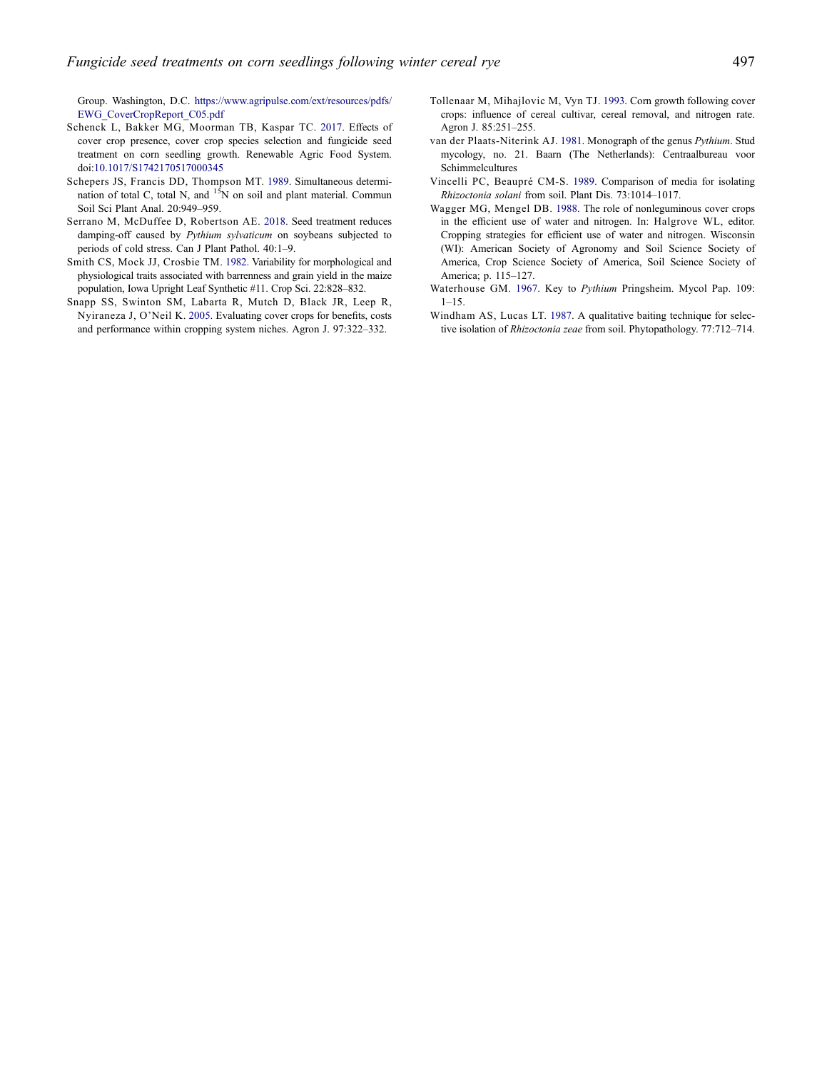Group. Washington, D.C. https://www.agripulse.com/ext/resources/pdfs/EWG_CoverCropReport_C05.pdf

Schenck L, Bakker MG, Moorman TB, Kaspar TC. 2017. Effects of cover crop presence, cover crop species selection and fungicide seed treatment on corn seedling growth. Renewable Agric Food System. doi:10.1017/S1742170517000345

Schepers JS, Francis DD, Thompson MT. 1989. Simultaneous determination of total C, total N, and $^{15}$N on soil and plant material. Commun Soil Sci Plant Anal. 20:949–959.

Serrano M, McDuffee D, Robertson AE. 2018. Seed treatment reduces damping-off caused by *Pythium sylvaticum* on soybeans subjected to periods of cold stress. Can J Plant Pathol. 40:1–9.

Smith CS, Mock JJ, Crosbie TM. 1982. Variability for morphological and physiological traits associated with barrenness and grain yield in the maize population, Iowa Upright Leaf Synthetic #11. Crop Sci. 22:828–832.

Snapp SS, Swinton SM, Labarta R, Mutch D, Black JR, Leep R, Nyiraneza J, O'Neil K. 2005. Evaluating cover crops for benefits, costs and performance within cropping system niches. Agron J. 97:322–332.

Tollenaar M, Mihajlovic M, Vyn TJ. 1993. Corn growth following cover crops: influence of cereal cultivar, cereal removal, and nitrogen rate. Agron J. 85:251–255.

van der Plaats-Niterink AJ. 1981. Monograph of the genus *Pythium*. Stud mycology, no. 21. Baarn (The Netherlands): Centraalbureau voor Schimmelcultures

Vincelli PC, Beaupré CM-S. 1989. Comparison of media for isolating *Rhizoctonia solani* from soil. Plant Dis. 73:1014–1017.

Wagger MG, Mengel DB. 1988. The role of nonleguminous cover crops in the efficient use of water and nitrogen. In: Halgrove WL, editor. Cropping strategies for efficient use of water and nitrogen. Wisconsin (WI): American Society of Agronomy and Soil Science Society of America, Crop Science Society of America, Soil Science Society of America; p. 115–127.

Waterhouse GM. 1967. Key to *Pythium* Pringsheim. Mycol Pap. 109: 1–15.

Windham AS, Lucas LT. 1987. A qualitative baiting technique for selective isolation of *Rhizoctonia zeae* from soil. Phytopathology. 77:712–714.